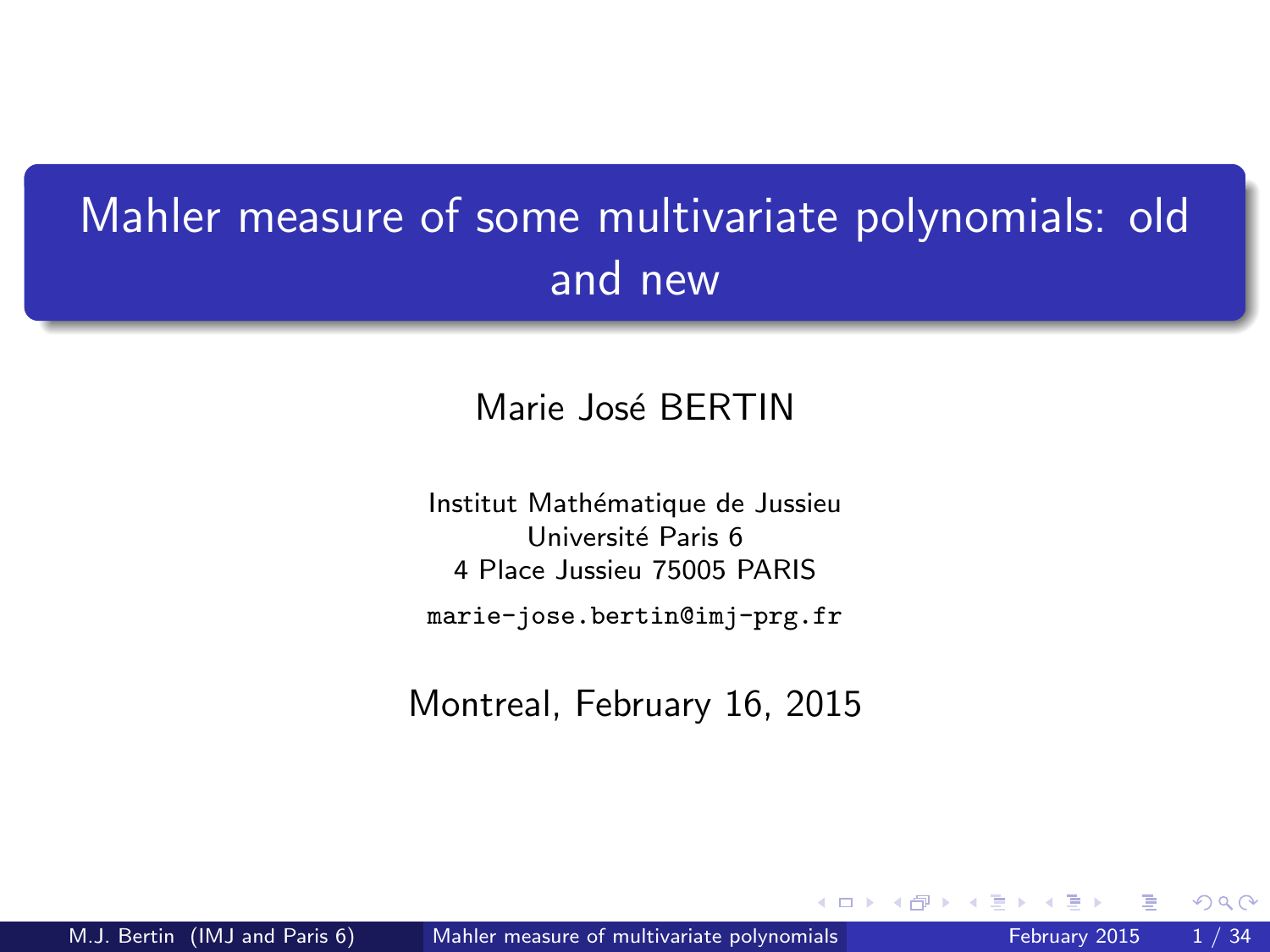# Mahler measure of some multivariate polynomials: old and new

Marie José BERTIN

Institut Mathématique de Jussieu
Université Paris 6
4 Place Jussieu 75005 PARIS

marie-jose.bertin@imj-prg.fr

Montreal, February 16, 2015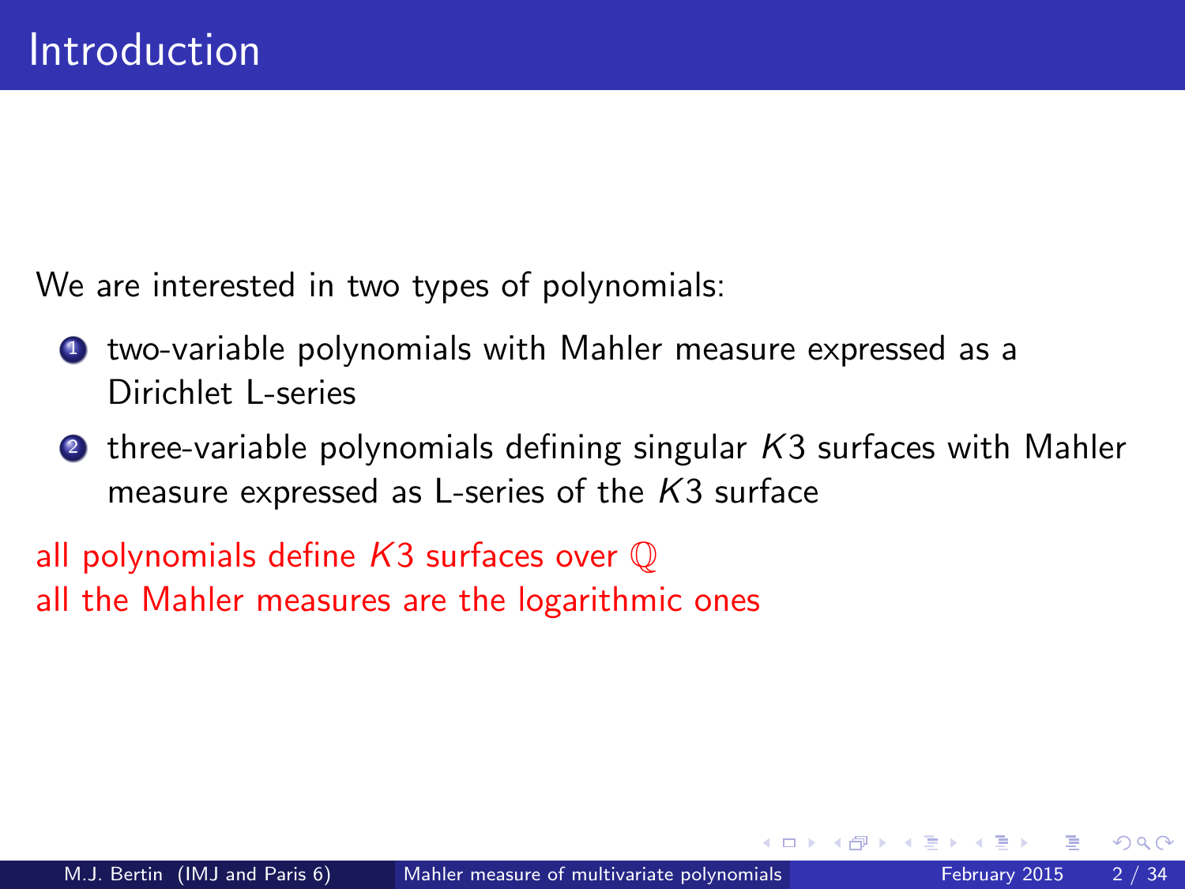# Introduction

We are interested in two types of polynomials:

1. two-variable polynomials with Mahler measure expressed as a Dirichlet L-series
2. three-variable polynomials defining singular $K3$ surfaces with Mahler measure expressed as L-series of the $K3$ surface

all polynomials define $K3$ surfaces over $\mathbb{Q}$
all the Mahler measures are the logarithmic ones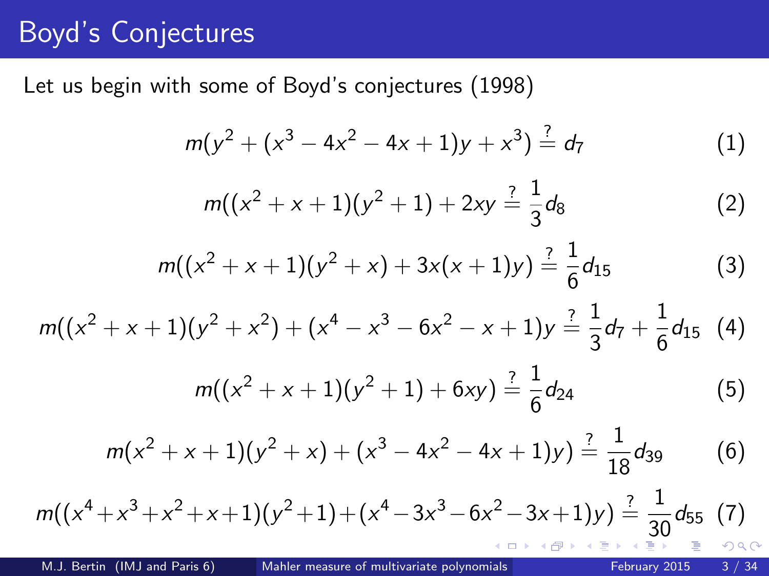# Boyd's Conjectures

Let us begin with some of Boyd's conjectures (1998)

$$m(y^2 + (x^3 - 4x^2 - 4x + 1)y + x^3) \stackrel{?}{=} d_7 \tag{1}$$

$$m((x^2 + x + 1)(y^2 + 1) + 2xy \stackrel{?}{=} \frac{1}{3} d_8 \tag{2}$$

$$m((x^2 + x + 1)(y^2 + x) + 3x(x + 1)y) \stackrel{?}{=} \frac{1}{6} d_{15} \tag{3}$$

$$m((x^2 + x + 1)(y^2 + x^2) + (x^4 - x^3 - 6x^2 - x + 1)y \stackrel{?}{=} \frac{1}{3} d_7 + \frac{1}{6} d_{15} \tag{4}$$

$$m((x^2 + x + 1)(y^2 + 1) + 6xy) \stackrel{?}{=} \frac{1}{6} d_{24} \tag{5}$$

$$m(x^2 + x + 1)(y^2 + x) + (x^3 - 4x^2 - 4x + 1)y) \stackrel{?}{=} \frac{1}{18} d_{39} \tag{6}$$

$$m((x^4 + x^3 + x^2 + x + 1)(y^2 + 1) + (x^4 - 3x^3 - 6x^2 - 3x + 1)y) \stackrel{?}{=} \frac{1}{30} d_{55} \tag{7}$$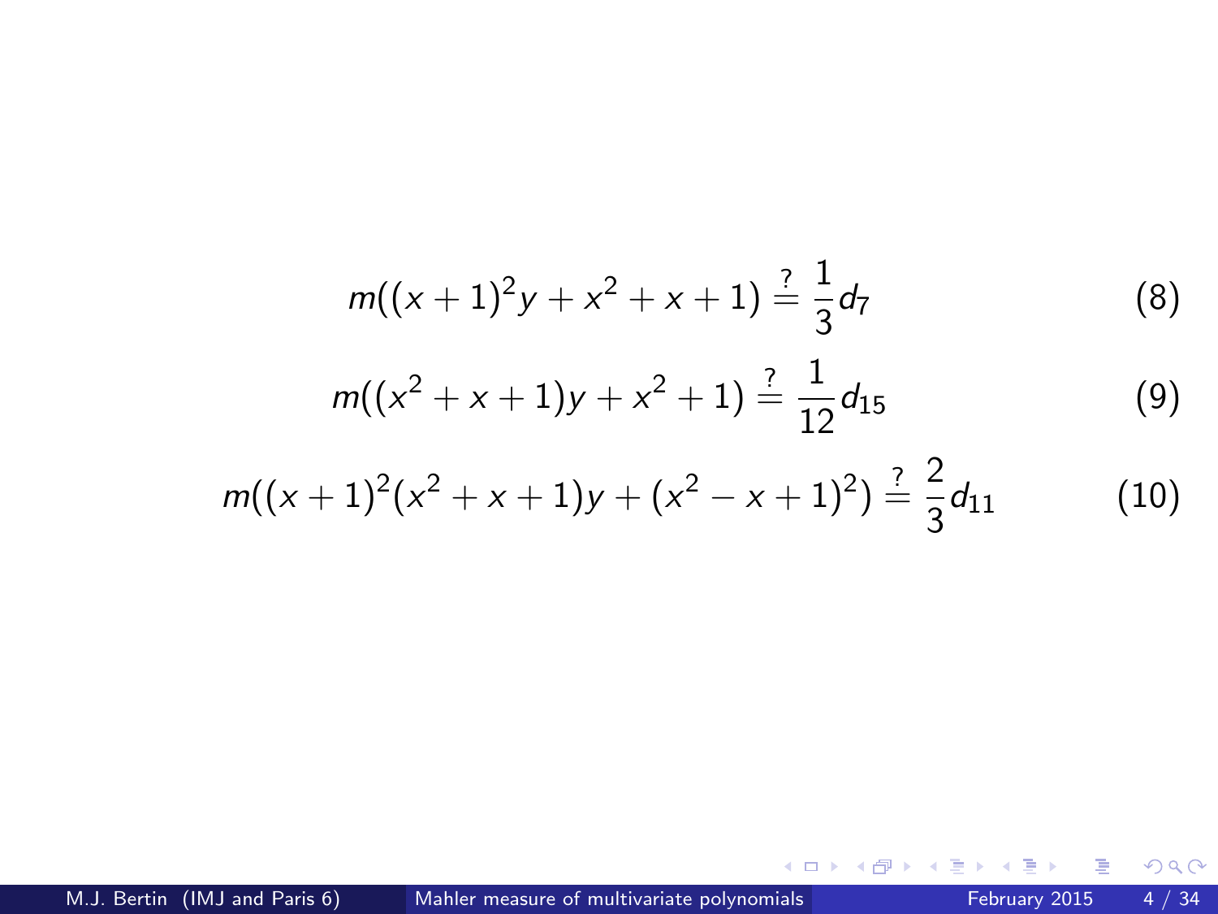$$m((x+1)^2y + x^2 + x + 1) \stackrel{?}{=} \frac{1}{3}d_7 \tag{8}$$

$$m((x^2+x+1)y + x^2 + 1) \stackrel{?}{=} \frac{1}{12}d_{15} \tag{9}$$

$$m((x+1)^2(x^2+x+1)y + (x^2-x+1)^2) \stackrel{?}{=} \frac{2}{3}d_{11} \tag{10}$$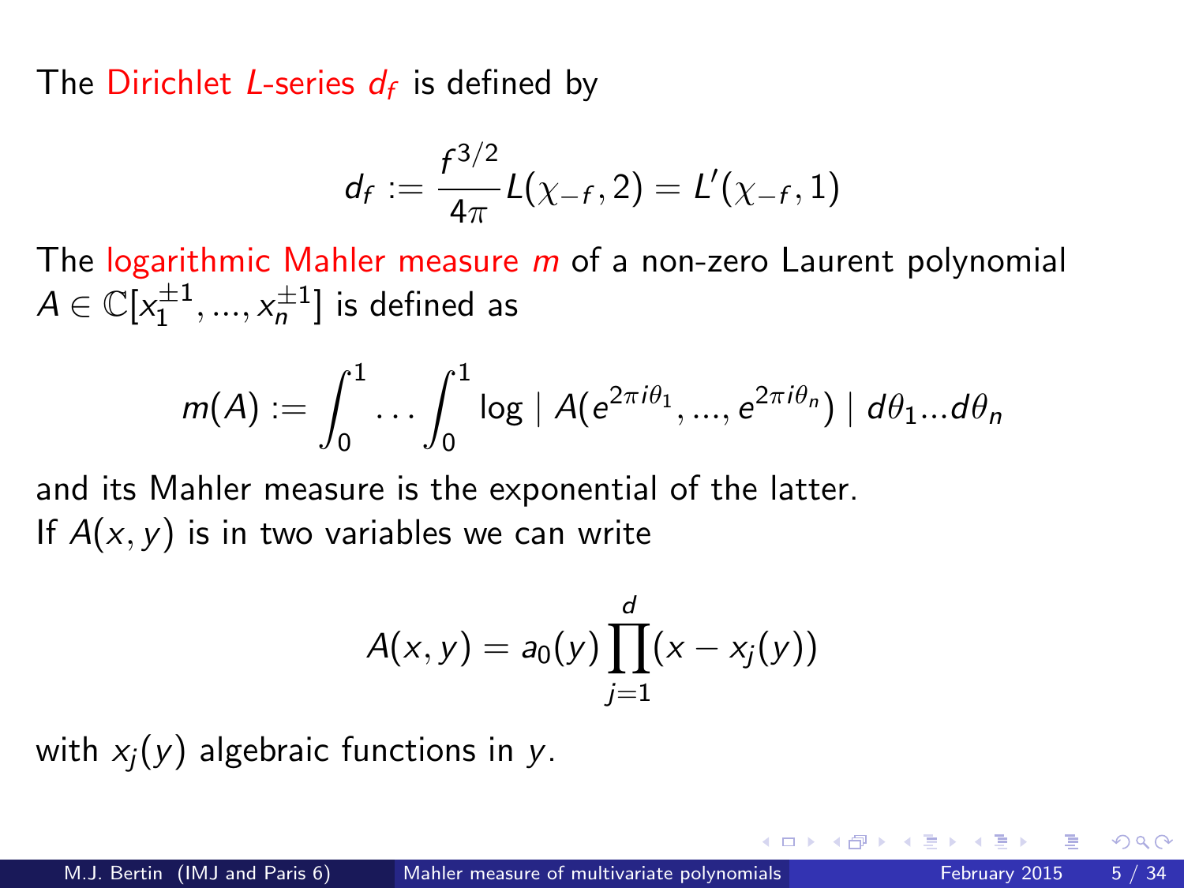The Dirichlet $L$-series $d_f$ is defined by

$$d_f := \frac{f^{3/2}}{4\pi} L(\chi_{-f}, 2) = L'(\chi_{-f}, 1)$$

The logarithmic Mahler measure $m$ of a non-zero Laurent polynomial $A \in \mathbb{C}[x_1^{\pm 1}, ..., x_n^{\pm 1}]$ is defined as

$$m(A) := \int_0^1 \cdots \int_0^1 \log \mid A(e^{2\pi i\theta_1}, ..., e^{2\pi i\theta_n}) \mid d\theta_1 ... d\theta_n$$

and its Mahler measure is the exponential of the latter.
If $A(x, y)$ is in two variables we can write

$$A(x, y) = a_0(y) \prod_{j=1}^{d} (x - x_j(y))$$

with $x_j(y)$ algebraic functions in $y$.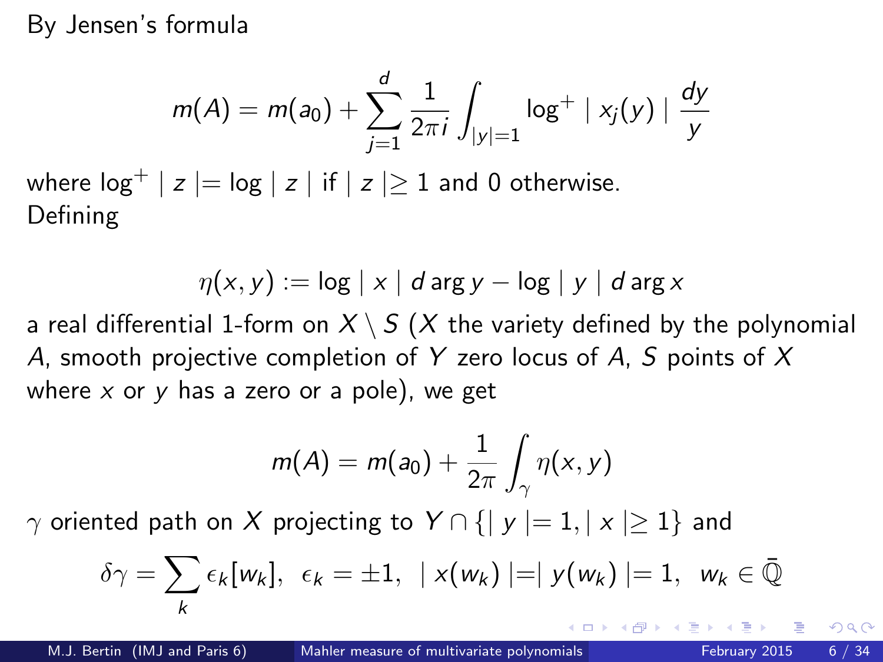By Jensen's formula

$$m(A) = m(a_0) + \sum_{j=1}^{d} \frac{1}{2\pi i} \int_{|y|=1} \log^{+} \mid x_j(y) \mid \frac{dy}{y}$$

where $\log^{+} \mid z \mid = \log \mid z \mid$ if $\mid z \mid \geq 1$ and 0 otherwise.
Defining

$$\eta(x, y) := \log \mid x \mid d \arg y - \log \mid y \mid d \arg x$$

a real differential 1-form on $X \setminus S$ ($X$ the variety defined by the polynomial $A$, smooth projective completion of $Y$ zero locus of $A$, $S$ points of $X$ where $x$ or $y$ has a zero or a pole), we get

$$m(A) = m(a_0) + \frac{1}{2\pi} \int_{\gamma} \eta(x, y)$$

$\gamma$ oriented path on $X$ projecting to $Y \cap \{\mid y \mid = 1, \mid x \mid \geq 1\}$ and

$$\delta\gamma = \sum_{k} \epsilon_k [w_k], \;\; \epsilon_k = \pm 1, \;\; \mid x(w_k) \mid = \mid y(w_k) \mid = 1, \;\; w_k \in \bar{\mathbb{Q}}$$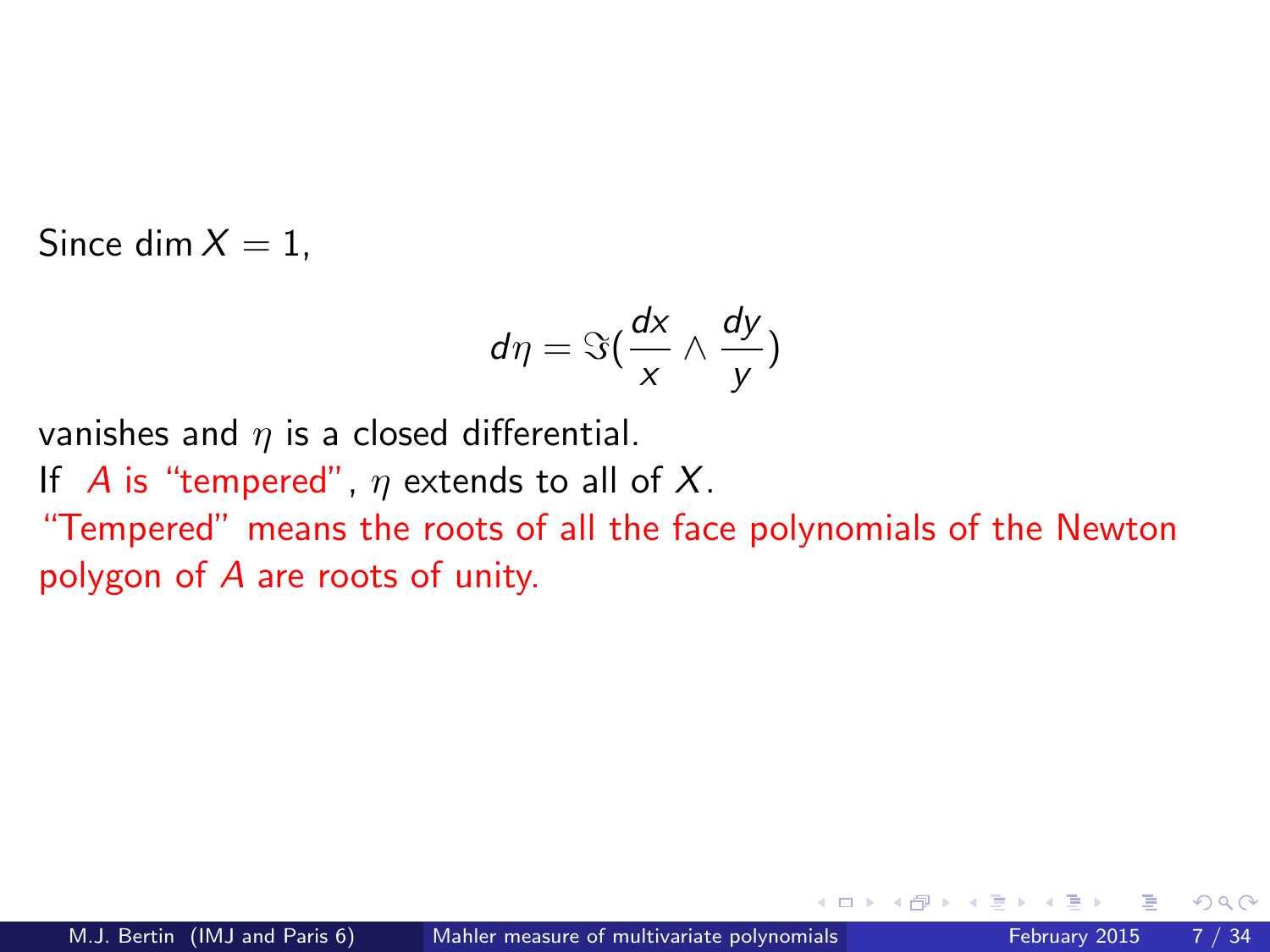Since $\dim X = 1$,

$$d\eta = \Im(\frac{dx}{x} \wedge \frac{dy}{y})$$

vanishes and $\eta$ is a closed differential.
If $A$ is "tempered", $\eta$ extends to all of $X$.
"Tempered" means the roots of all the face polynomials of the Newton polygon of $A$ are roots of unity.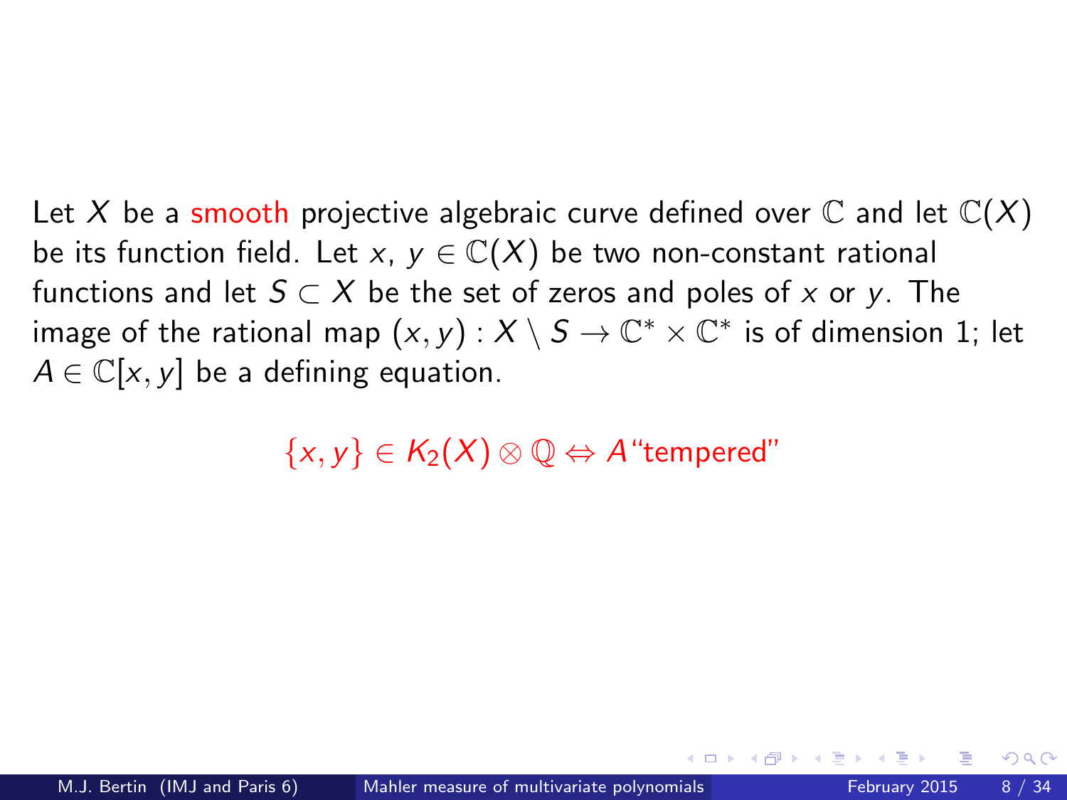Let $X$ be a smooth projective algebraic curve defined over $\mathbb{C}$ and let $\mathbb{C}(X)$ be its function field. Let $x$, $y \in \mathbb{C}(X)$ be two non-constant rational functions and let $S \subset X$ be the set of zeros and poles of $x$ or $y$. The image of the rational map $(x, y) : X \setminus S \to \mathbb{C}^* \times \mathbb{C}^*$ is of dimension 1; let $A \in \mathbb{C}[x, y]$ be a defining equation.

$$\{x, y\} \in K_2(X) \otimes \mathbb{Q} \Leftrightarrow A \text{“tempered”}$$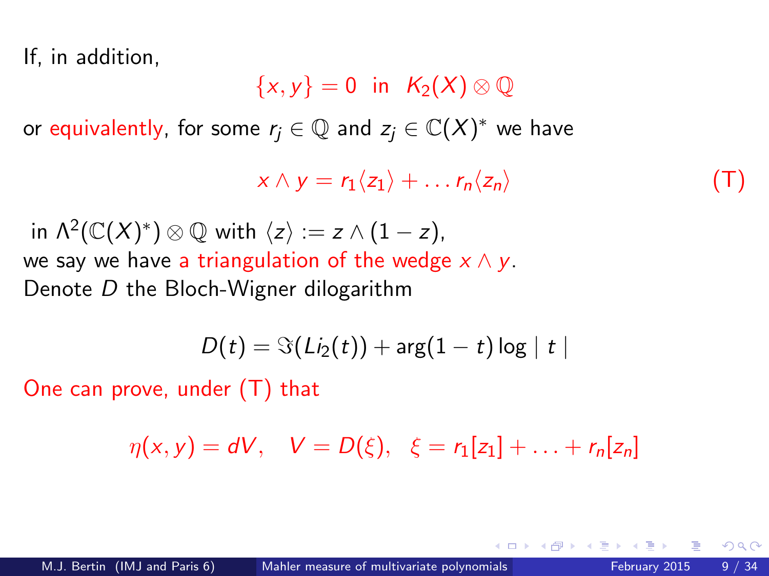If, in addition,

$$\{x, y\} = 0 \ \text{ in } \ K_2(X) \otimes \mathbb{Q}$$

or equivalently, for some $r_j \in \mathbb{Q}$ and $z_j \in \mathbb{C}(X)^*$ we have

$$x \wedge y = r_1 \langle z_1 \rangle + \ldots r_n \langle z_n \rangle \qquad \text{(T)}$$

in $\Lambda^2(\mathbb{C}(X)^*) \otimes \mathbb{Q}$ with $\langle z \rangle := z \wedge (1 - z)$,
we say we have a triangulation of the wedge $x \wedge y$.
Denote $D$ the Bloch-Wigner dilogarithm

$$D(t) = \Im(Li_2(t)) + \arg(1 - t) \log \mid t \mid$$

One can prove, under (T) that

$$\eta(x, y) = dV, \quad V = D(\xi), \quad \xi = r_1[z_1] + \ldots + r_n[z_n]$$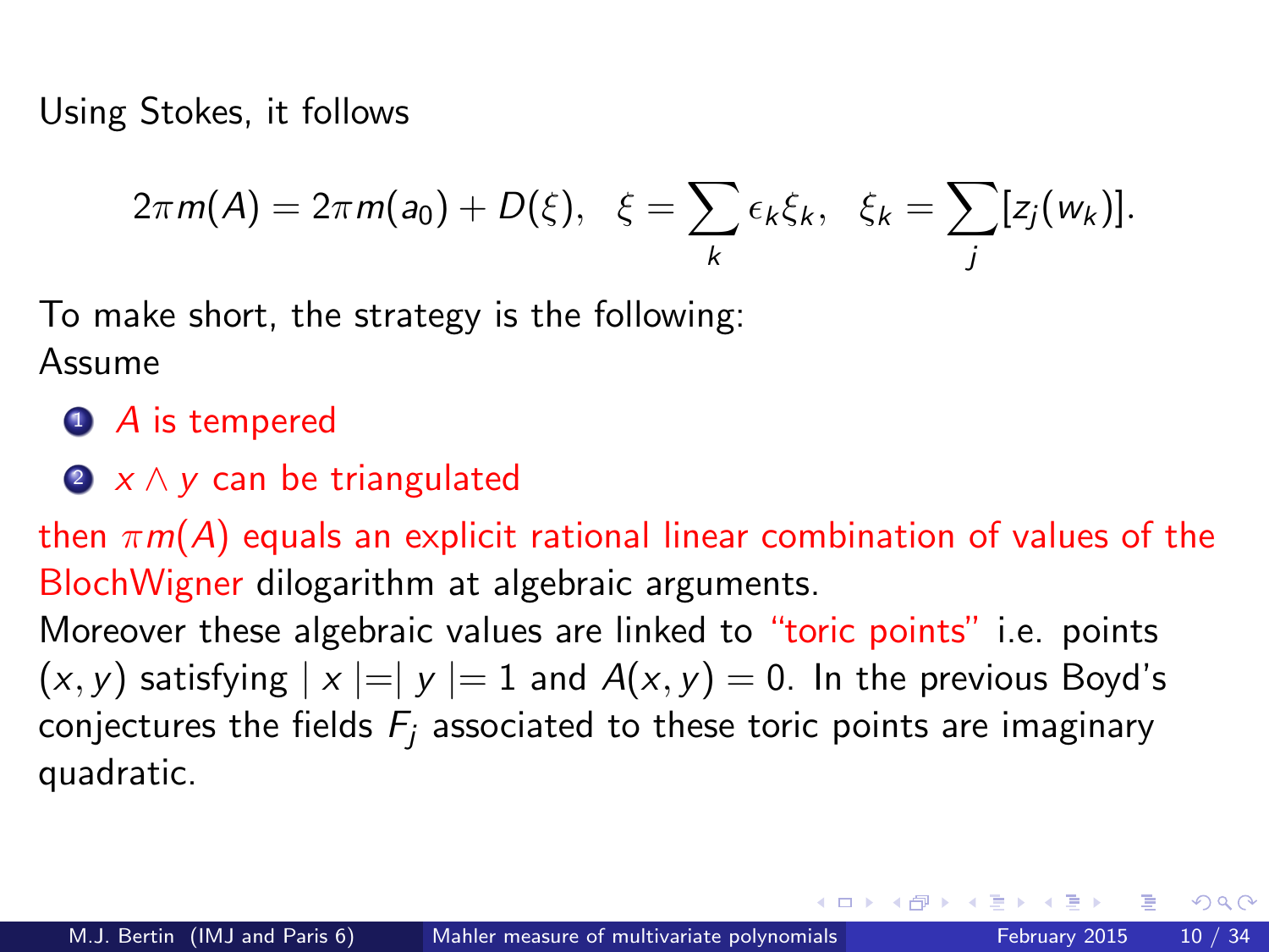Using Stokes, it follows

$$2\pi m(A) = 2\pi m(a_0) + D(\xi), \quad \xi = \sum_k \epsilon_k \xi_k, \quad \xi_k = \sum_j [z_j(w_k)].$$

To make short, the strategy is the following:
Assume

1. $A$ is tempered
2. $x \wedge y$ can be triangulated

then $\pi m(A)$ equals an explicit rational linear combination of values of the BlochWigner dilogarithm at algebraic arguments.
Moreover these algebraic values are linked to "toric points" i.e. points $(x, y)$ satisfying $| x |=| y |= 1$ and $A(x, y) = 0$. In the previous Boyd's conjectures the fields $F_j$ associated to these toric points are imaginary quadratic.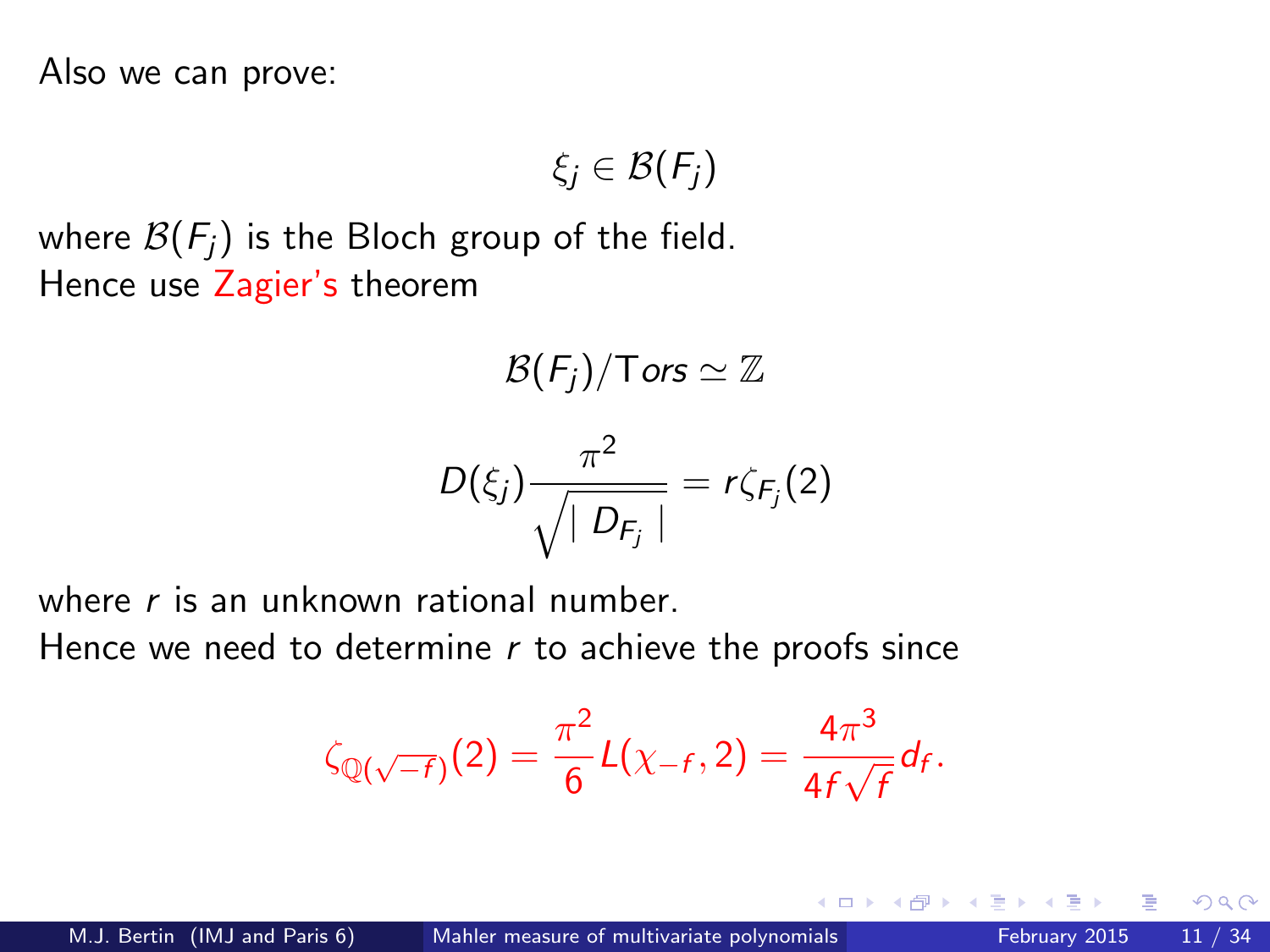Also we can prove:

$$\xi_j \in \mathcal{B}(F_j)$$

where $\mathcal{B}(F_j)$ is the Bloch group of the field.
Hence use Zagier's theorem

$$\mathcal{B}(F_j)/\mathrm{T}ors \simeq \mathbb{Z}$$

$$D(\xi_j)\frac{\pi^2}{\sqrt{\mid D_{F_j} \mid}} = r\zeta_{F_j}(2)$$

where $r$ is an unknown rational number.
Hence we need to determine $r$ to achieve the proofs since

$$\zeta_{\mathbb{Q}(\sqrt{-f})}(2) = \frac{\pi^2}{6}L(\chi_{-f}, 2) = \frac{4\pi^3}{4f\sqrt{f}}d_f.$$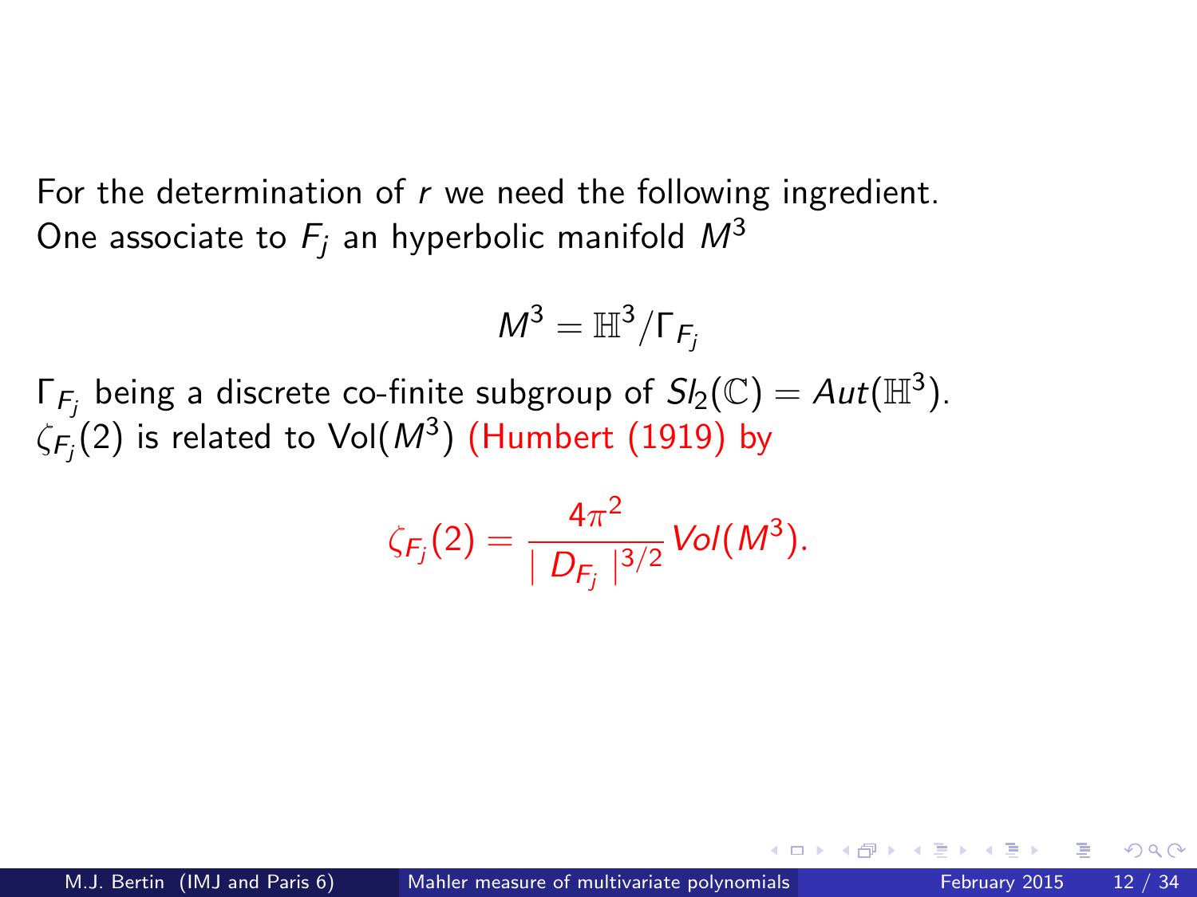For the determination of $r$ we need the following ingredient.
One associate to $F_j$ an hyperbolic manifold $M^3$

$$M^3 = \mathbb{H}^3 / \Gamma_{F_j}$$

$\Gamma_{F_j}$ being a discrete co-finite subgroup of $Sl_2(\mathbb{C}) = Aut(\mathbb{H}^3)$.
$\zeta_{F_j}(2)$ is related to $\mathrm{Vol}(M^3)$ (Humbert (1919) by

$$\zeta_{F_j}(2) = \frac{4\pi^2}{\mid D_{F_j} \mid^{3/2}} Vol(M^3).$$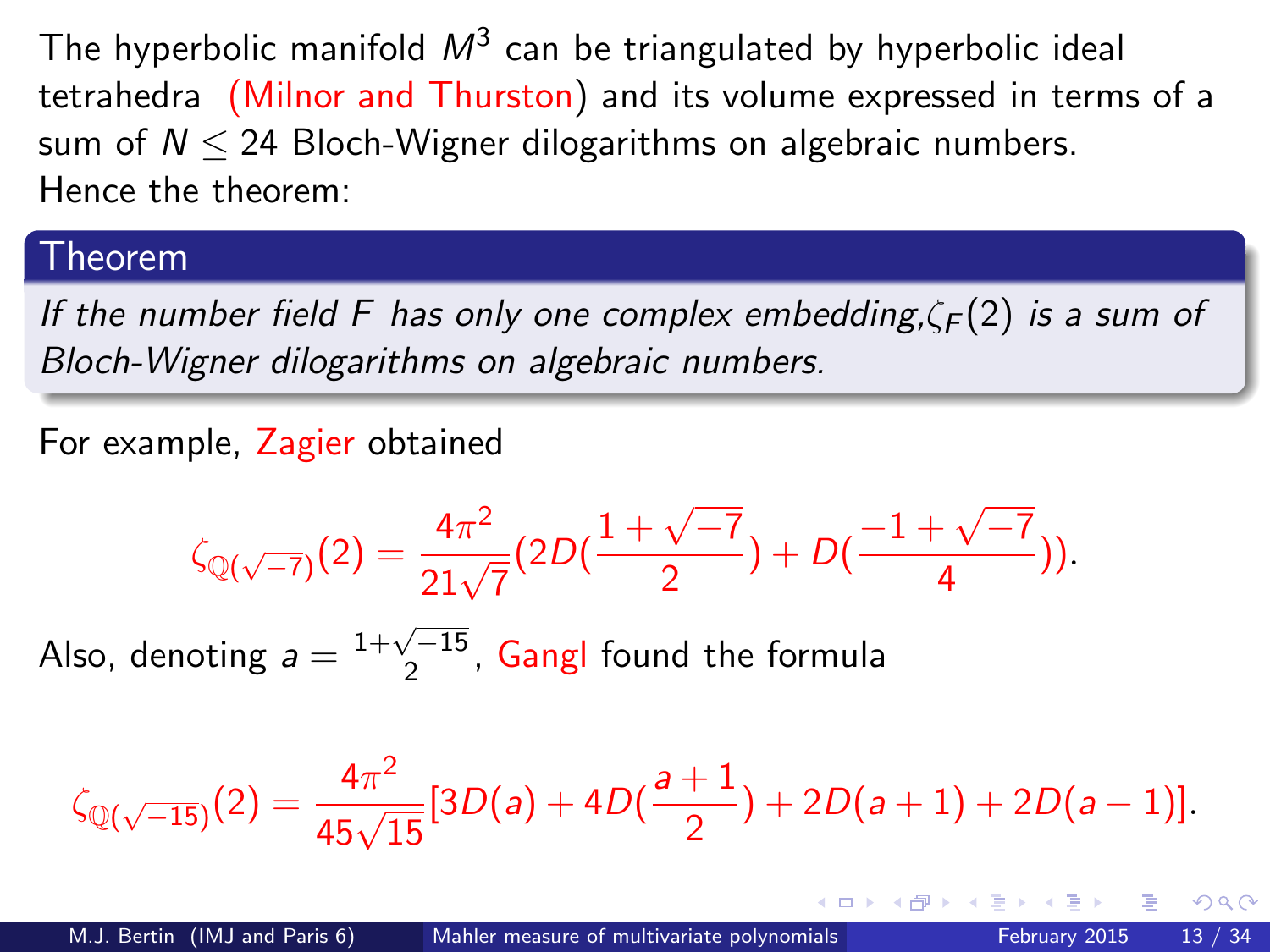The hyperbolic manifold $M^3$ can be triangulated by hyperbolic ideal tetrahedra (Milnor and Thurston) and its volume expressed in terms of a sum of $N \leq 24$ Bloch-Wigner dilogarithms on algebraic numbers.
Hence the theorem:

**Theorem**

*If the number field $F$ has only one complex embedding, $\zeta_F(2)$ is a sum of Bloch-Wigner dilogarithms on algebraic numbers.*

For example, Zagier obtained

$$\zeta_{\mathbb{Q}(\sqrt{-7})}(2) = \frac{4\pi^2}{21\sqrt{7}}\left(2D\left(\frac{1+\sqrt{-7}}{2}\right) + D\left(\frac{-1+\sqrt{-7}}{4}\right)\right).$$

Also, denoting $a = \frac{1+\sqrt{-15}}{2}$, Gangl found the formula

$$\zeta_{\mathbb{Q}(\sqrt{-15})}(2) = \frac{4\pi^2}{45\sqrt{15}}\left[3D(a) + 4D\left(\frac{a+1}{2}\right) + 2D(a+1) + 2D(a-1)\right].$$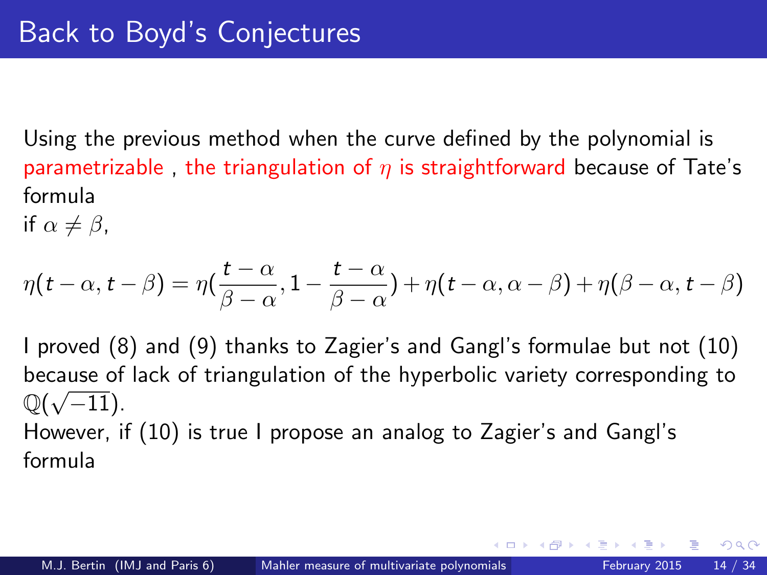# Back to Boyd's Conjectures

Using the previous method when the curve defined by the polynomial is parametrizable , the triangulation of $\eta$ is straightforward because of Tate's formula
if $\alpha \neq \beta$,

$$\eta(t-\alpha, t-\beta) = \eta(\frac{t-\alpha}{\beta-\alpha}, 1-\frac{t-\alpha}{\beta-\alpha}) + \eta(t-\alpha, \alpha-\beta) + \eta(\beta-\alpha, t-\beta)$$

I proved (8) and (9) thanks to Zagier's and Gangl's formulae but not (10) because of lack of triangulation of the hyperbolic variety corresponding to $\mathbb{Q}(\sqrt{-11})$.
However, if (10) is true I propose an analog to Zagier's and Gangl's formula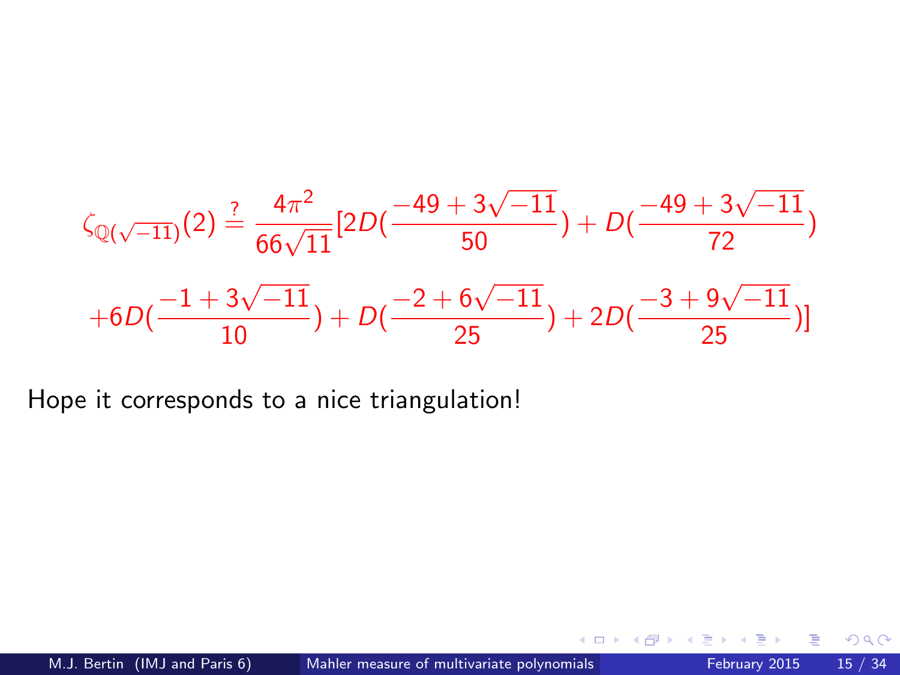$$\zeta_{\mathbb{Q}(\sqrt{-11})}(2) \stackrel{?}{=} \frac{4\pi^2}{66\sqrt{11}}[2D(\frac{-49+3\sqrt{-11}}{50}) + D(\frac{-49+3\sqrt{-11}}{72})$$

$$+6D(\frac{-1+3\sqrt{-11}}{10}) + D(\frac{-2+6\sqrt{-11}}{25}) + 2D(\frac{-3+9\sqrt{-11}}{25})]$$

Hope it corresponds to a nice triangulation!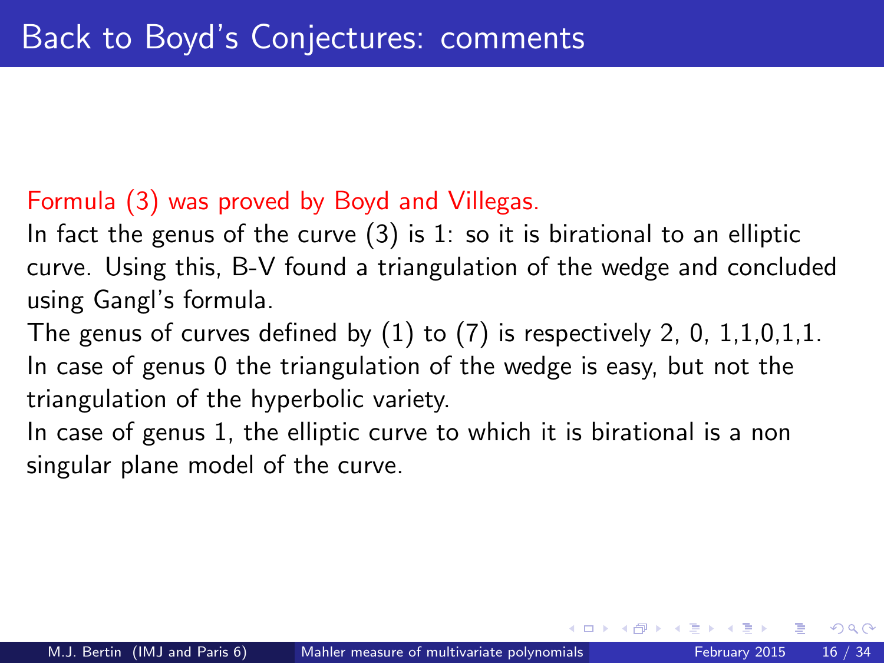# Back to Boyd's Conjectures: comments

Formula (3) was proved by Boyd and Villegas.

In fact the genus of the curve (3) is 1: so it is birational to an elliptic curve. Using this, B-V found a triangulation of the wedge and concluded using Gangl's formula.

The genus of curves defined by (1) to (7) is respectively 2, 0, 1,1,0,1,1.

In case of genus 0 the triangulation of the wedge is easy, but not the triangulation of the hyperbolic variety.

In case of genus 1, the elliptic curve to which it is birational is a non singular plane model of the curve.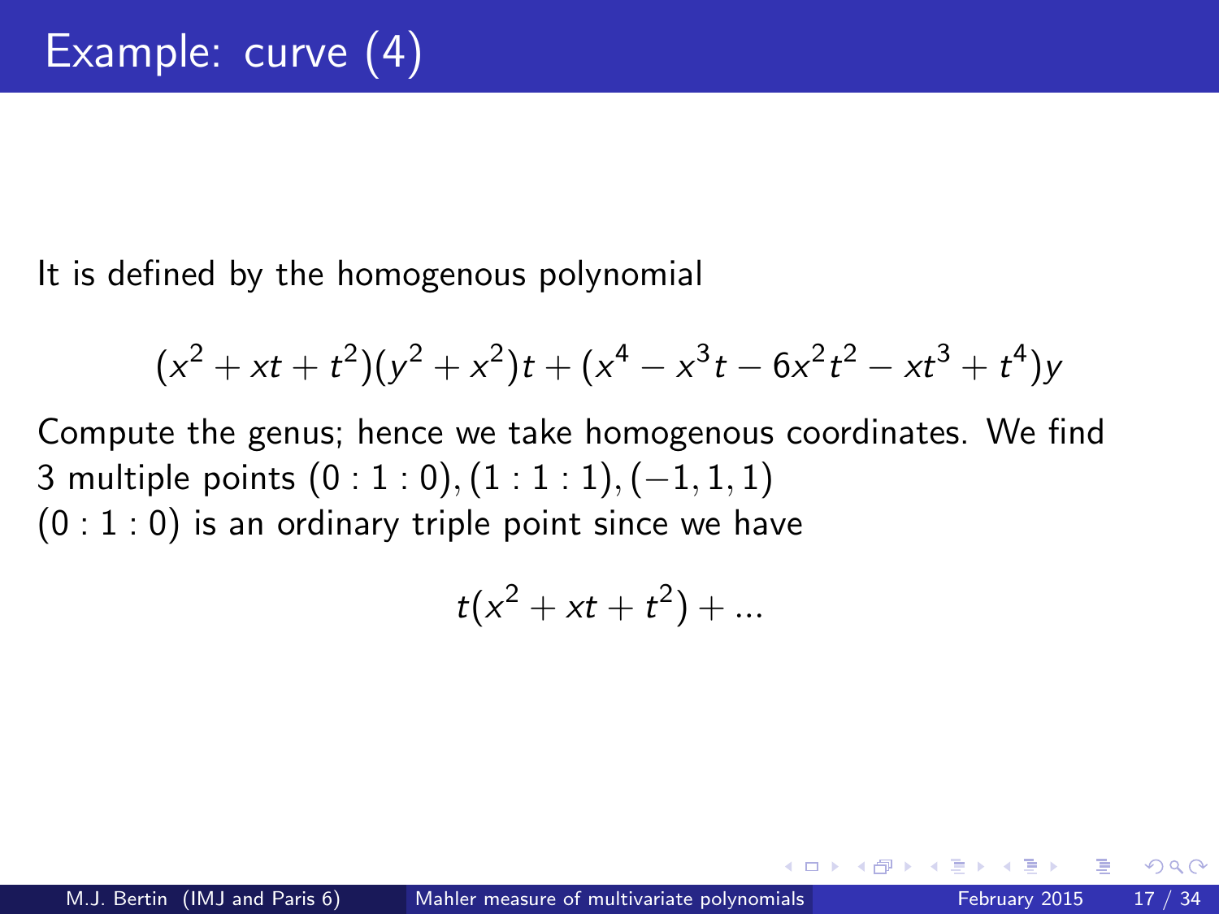# Example: curve (4)

It is defined by the homogenous polynomial

$$(x^2 + xt + t^2)(y^2 + x^2)t + (x^4 - x^3 t - 6x^2 t^2 - xt^3 + t^4)y$$

Compute the genus; hence we take homogenous coordinates. We find 3 multiple points $(0:1:0), (1:1:1), (-1,1,1)$

$(0:1:0)$ is an ordinary triple point since we have

$$t(x^2 + xt + t^2) + ...$$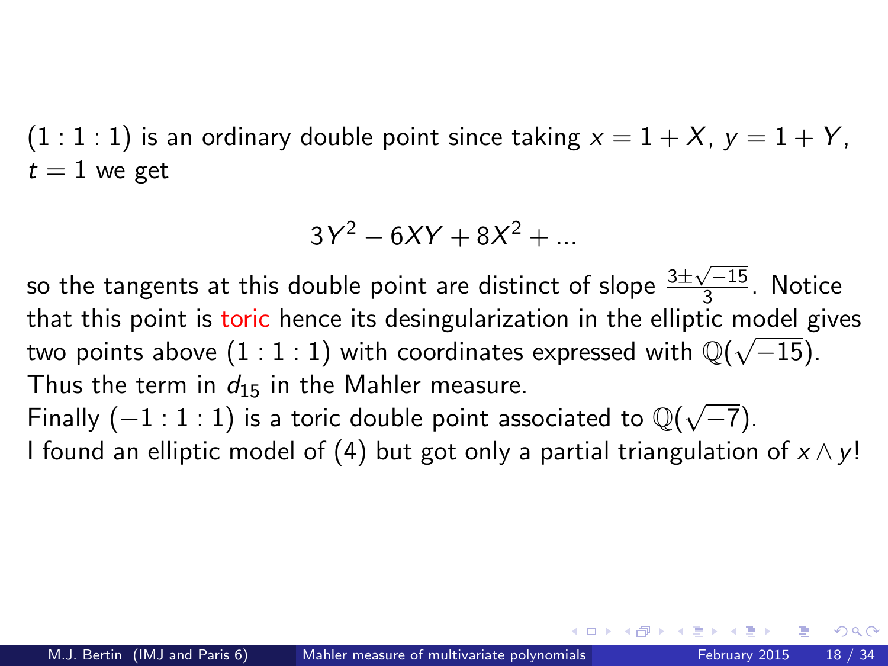$(1:1:1)$ is an ordinary double point since taking $x = 1 + X$, $y = 1 + Y$, $t = 1$ we get

$$3Y^2 - 6XY + 8X^2 + ...$$

so the tangents at this double point are distinct of slope $\frac{3 \pm \sqrt{-15}}{3}$. Notice that this point is toric hence its desingularization in the elliptic model gives two points above $(1:1:1)$ with coordinates expressed with $\mathbb{Q}(\sqrt{-15})$. Thus the term in $d_{15}$ in the Mahler measure.

Finally $(-1:1:1)$ is a toric double point associated to $\mathbb{Q}(\sqrt{-7})$.

I found an elliptic model of (4) but got only a partial triangulation of $x \wedge y$!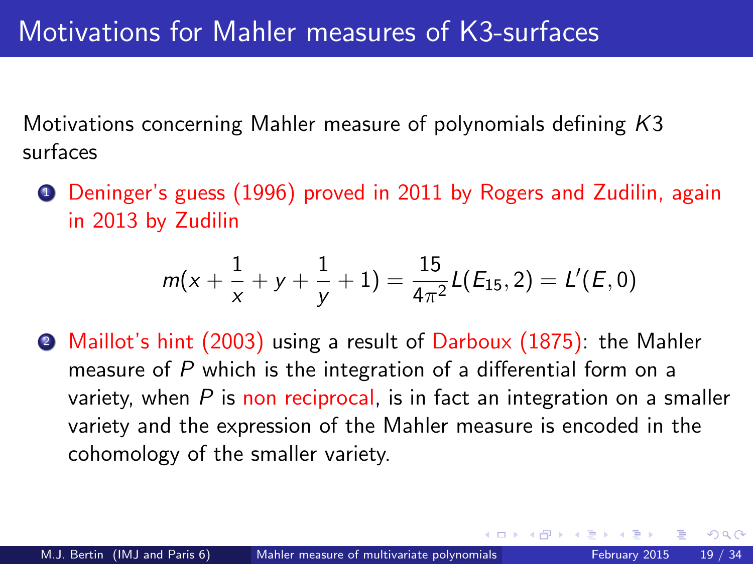# Motivations for Mahler measures of K3-surfaces

Motivations concerning Mahler measure of polynomials defining $K3$ surfaces

1. Deninger's guess (1996) proved in 2011 by Rogers and Zudilin, again in 2013 by Zudilin

$$m(x + \frac{1}{x} + y + \frac{1}{y} + 1) = \frac{15}{4\pi^2} L(E_{15}, 2) = L'(E, 0)$$

2. Maillot's hint (2003) using a result of Darboux (1875): the Mahler measure of $P$ which is the integration of a differential form on a variety, when $P$ is non reciprocal, is in fact an integration on a smaller variety and the expression of the Mahler measure is encoded in the cohomology of the smaller variety.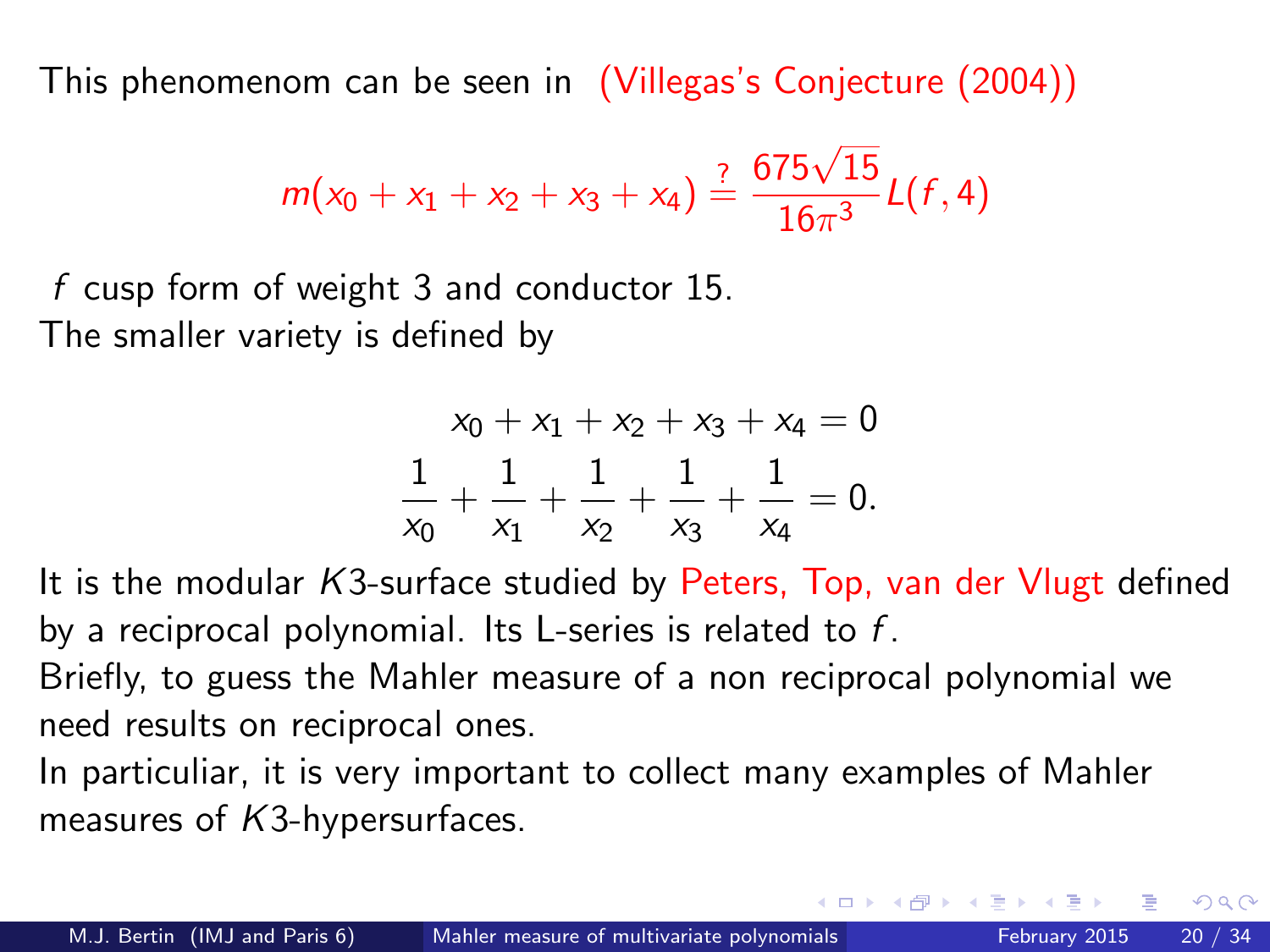This phenomenom can be seen in (Villegas's Conjecture (2004))

$$m(x_0 + x_1 + x_2 + x_3 + x_4) \stackrel{?}{=} \frac{675\sqrt{15}}{16\pi^3} L(f, 4)$$

$f$ cusp form of weight 3 and conductor 15.

The smaller variety is defined by

$$x_0 + x_1 + x_2 + x_3 + x_4 = 0$$
$$\frac{1}{x_0} + \frac{1}{x_1} + \frac{1}{x_2} + \frac{1}{x_3} + \frac{1}{x_4} = 0.$$

It is the modular $K3$-surface studied by Peters, Top, van der Vlugt defined by a reciprocal polynomial. Its L-series is related to $f$.

Briefly, to guess the Mahler measure of a non reciprocal polynomial we need results on reciprocal ones.

In particuliar, it is very important to collect many examples of Mahler measures of $K3$-hypersurfaces.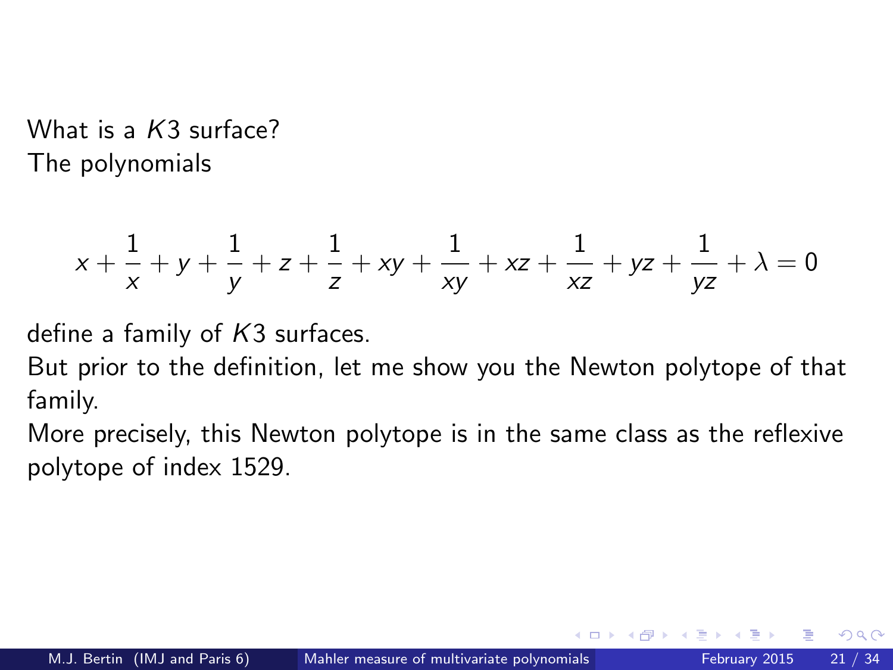What is a $K3$ surface?
The polynomials

$$x + \frac{1}{x} + y + \frac{1}{y} + z + \frac{1}{z} + xy + \frac{1}{xy} + xz + \frac{1}{xz} + yz + \frac{1}{yz} + \lambda = 0$$

define a family of $K3$ surfaces.
But prior to the definition, let me show you the Newton polytope of that family.
More precisely, this Newton polytope is in the same class as the reflexive polytope of index 1529.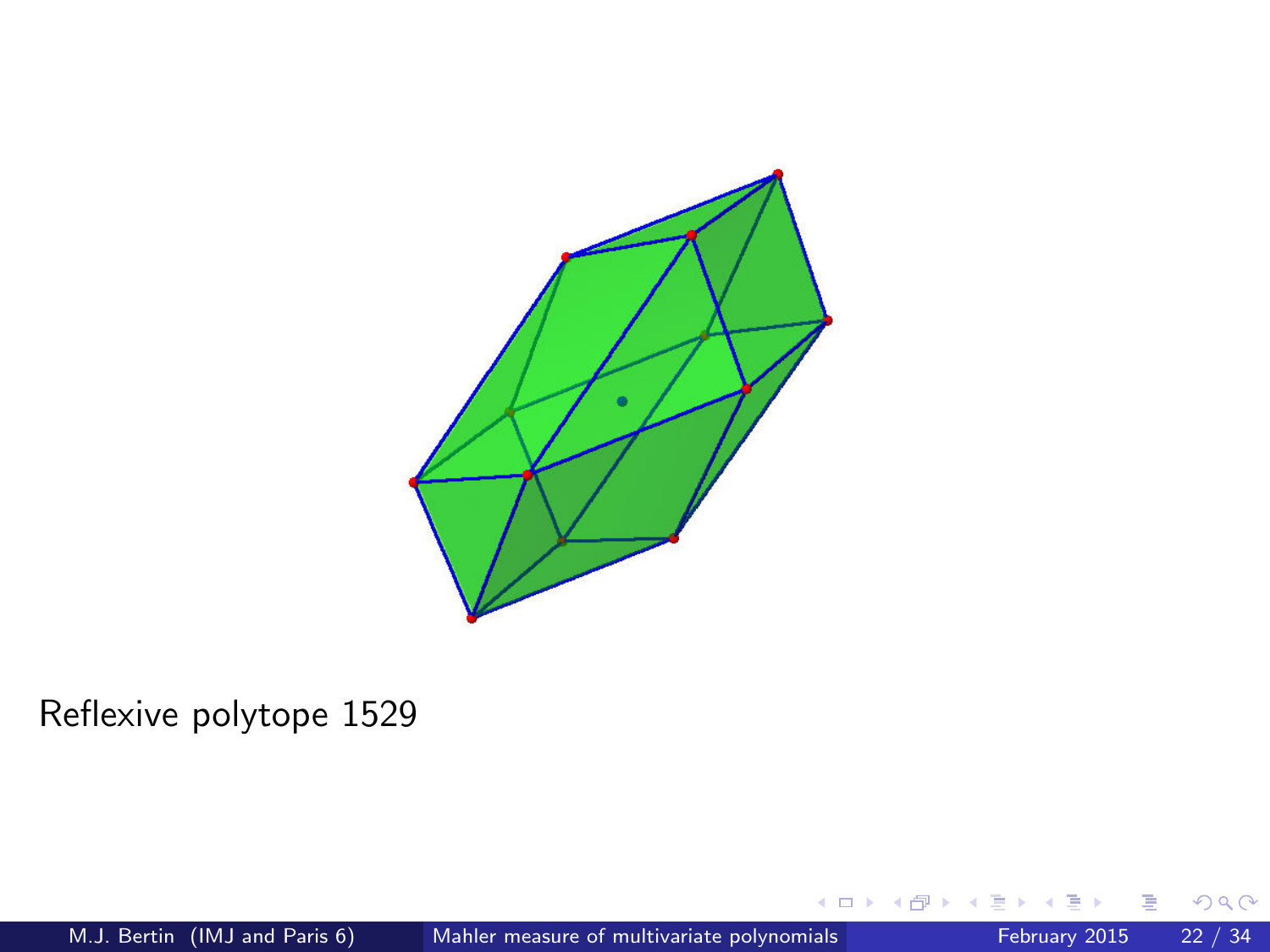Reflexive polytope 1529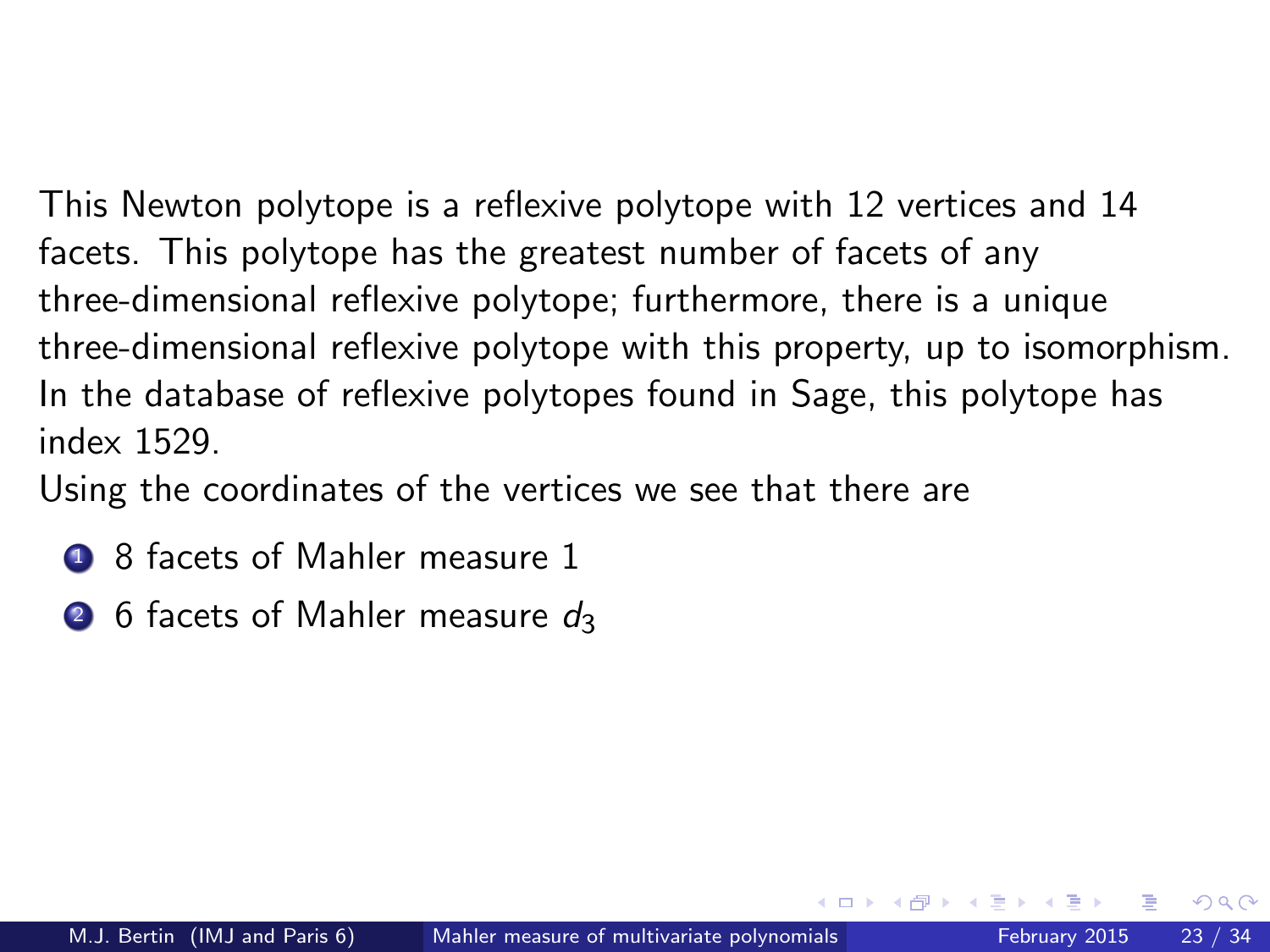This Newton polytope is a reflexive polytope with 12 vertices and 14 facets. This polytope has the greatest number of facets of any three-dimensional reflexive polytope; furthermore, there is a unique three-dimensional reflexive polytope with this property, up to isomorphism. In the database of reflexive polytopes found in Sage, this polytope has index 1529.

Using the coordinates of the vertices we see that there are

1. 8 facets of Mahler measure 1
2. 6 facets of Mahler measure $d_3$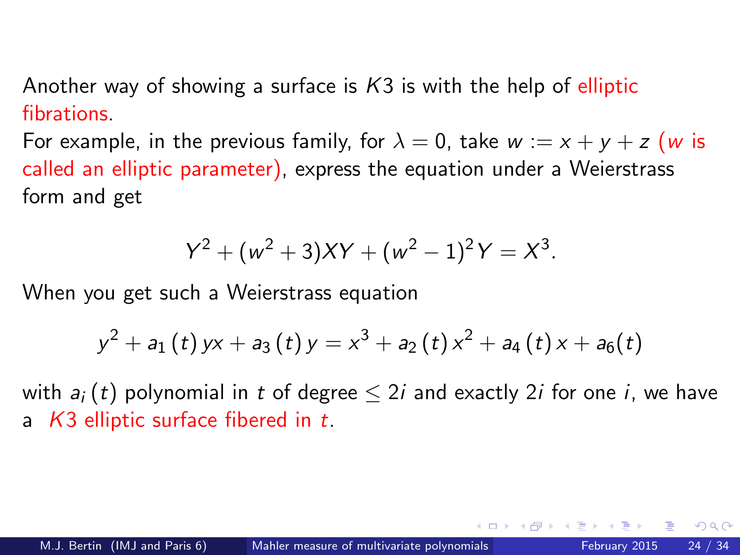Another way of showing a surface is $K3$ is with the help of elliptic fibrations.

For example, in the previous family, for $\lambda = 0$, take $w := x + y + z$ ($w$ is called an elliptic parameter), express the equation under a Weierstrass form and get

$$Y^2 + (w^2 + 3)XY + (w^2 - 1)^2 Y = X^3.$$

When you get such a Weierstrass equation

$$y^2 + a_1(t)\, yx + a_3(t)\, y = x^3 + a_2(t)\, x^2 + a_4(t)\, x + a_6(t)$$

with $a_i(t)$ polynomial in $t$ of degree $\leq 2i$ and exactly $2i$ for one $i$, we have a $K3$ elliptic surface fibered in $t$.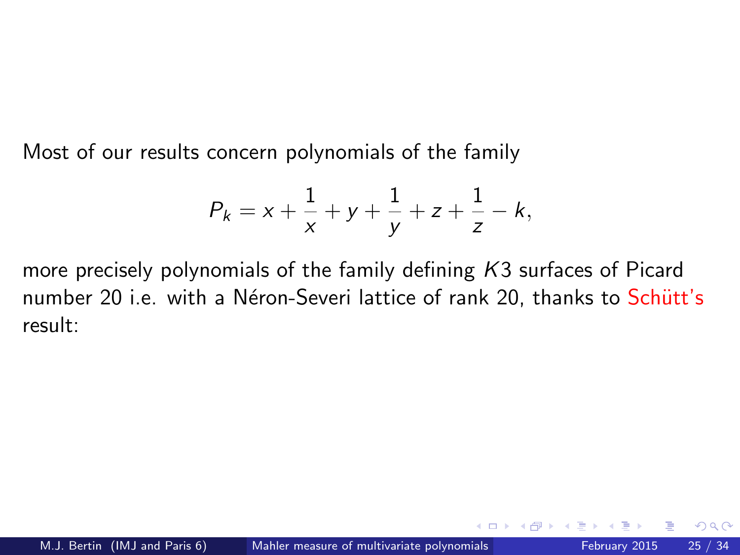Most of our results concern polynomials of the family

$$P_k = x + \frac{1}{x} + y + \frac{1}{y} + z + \frac{1}{z} - k,$$

more precisely polynomials of the family defining $K3$ surfaces of Picard number 20 i.e. with a Néron-Severi lattice of rank 20, thanks to Schütt's result: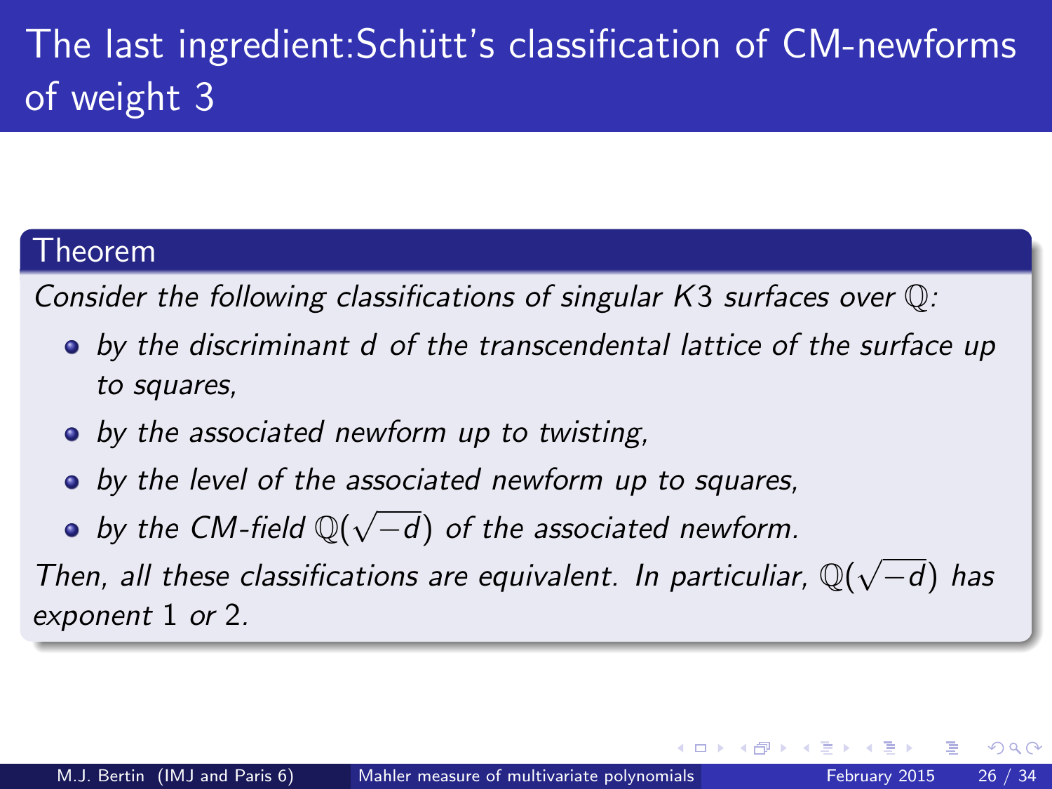# The last ingredient:Schütt's classification of CM-newforms of weight 3

**Theorem**

*Consider the following classifications of singular K3 surfaces over $\mathbb{Q}$:*

- *by the discriminant $d$ of the transcendental lattice of the surface up to squares,*
- *by the associated newform up to twisting,*
- *by the level of the associated newform up to squares,*
- *by the CM-field $\mathbb{Q}(\sqrt{-d})$ of the associated newform.*

*Then, all these classifications are equivalent. In particuliar, $\mathbb{Q}(\sqrt{-d})$ has exponent 1 or 2.*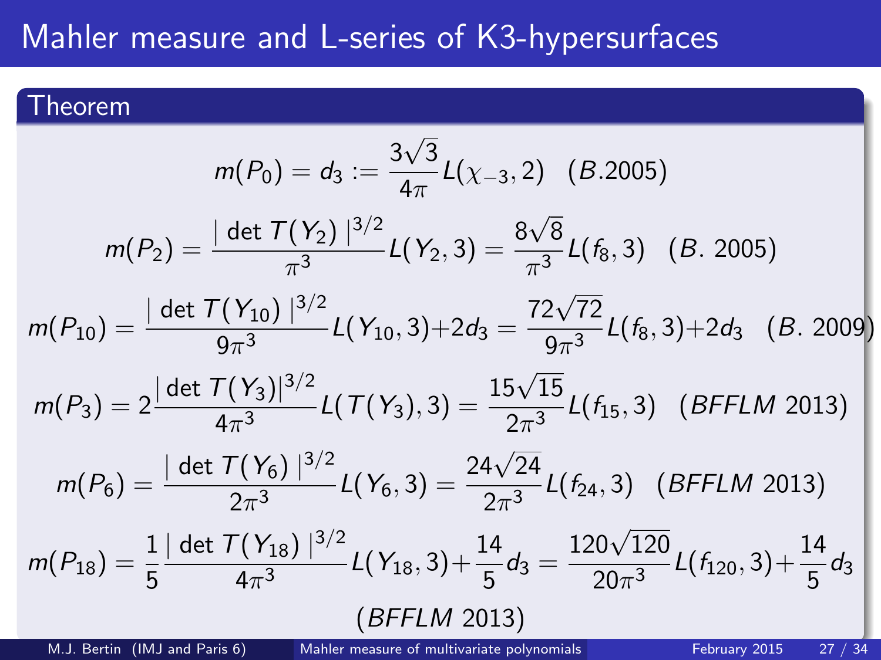# Mahler measure and L-series of K3-hypersurfaces

## Theorem

$$m(P_0) = d_3 := \frac{3\sqrt{3}}{4\pi} L(\chi_{-3}, 2) \quad (B.2005)$$

$$m(P_2) = \frac{|\det T(Y_2)|^{3/2}}{\pi^3} L(Y_2, 3) = \frac{8\sqrt{8}}{\pi^3} L(f_8, 3) \quad (B.\ 2005)$$

$$m(P_{10}) = \frac{|\det T(Y_{10})|^{3/2}}{9\pi^3} L(Y_{10}, 3) + 2d_3 = \frac{72\sqrt{72}}{9\pi^3} L(f_8, 3) + 2d_3 \quad (B.\ 2009)$$

$$m(P_3) = 2\frac{|\det T(Y_3)|^{3/2}}{4\pi^3} L(T(Y_3), 3) = \frac{15\sqrt{15}}{2\pi^3} L(f_{15}, 3) \quad (BFFLM\ 2013)$$

$$m(P_6) = \frac{|\det T(Y_6)|^{3/2}}{2\pi^3} L(Y_6, 3) = \frac{24\sqrt{24}}{2\pi^3} L(f_{24}, 3) \quad (BFFLM\ 2013)$$

$$m(P_{18}) = \frac{1}{5}\frac{|\det T(Y_{18})|^{3/2}}{4\pi^3} L(Y_{18}, 3) + \frac{14}{5} d_3 = \frac{120\sqrt{120}}{20\pi^3} L(f_{120}, 3) + \frac{14}{5} d_3$$

(*BFFLM* 2013)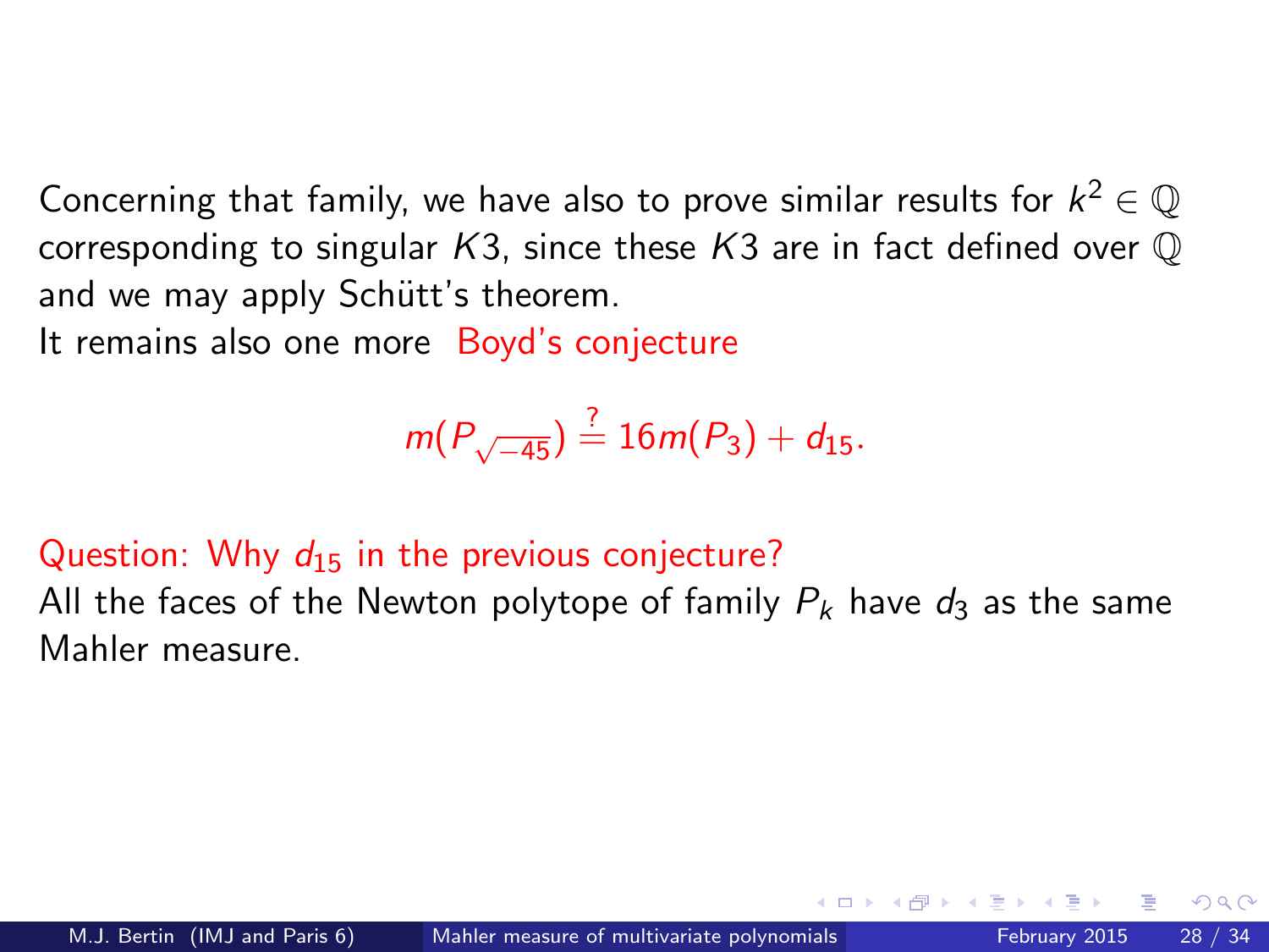Concerning that family, we have also to prove similar results for $k^2 \in \mathbb{Q}$ corresponding to singular $K3$, since these $K3$ are in fact defined over $\mathbb{Q}$ and we may apply Schütt's theorem.

It remains also one more Boyd's conjecture

$$m(P_{\sqrt{-45}}) \stackrel{?}{=} 16m(P_3) + d_{15}.$$

Question: Why $d_{15}$ in the previous conjecture?

All the faces of the Newton polytope of family $P_k$ have $d_3$ as the same Mahler measure.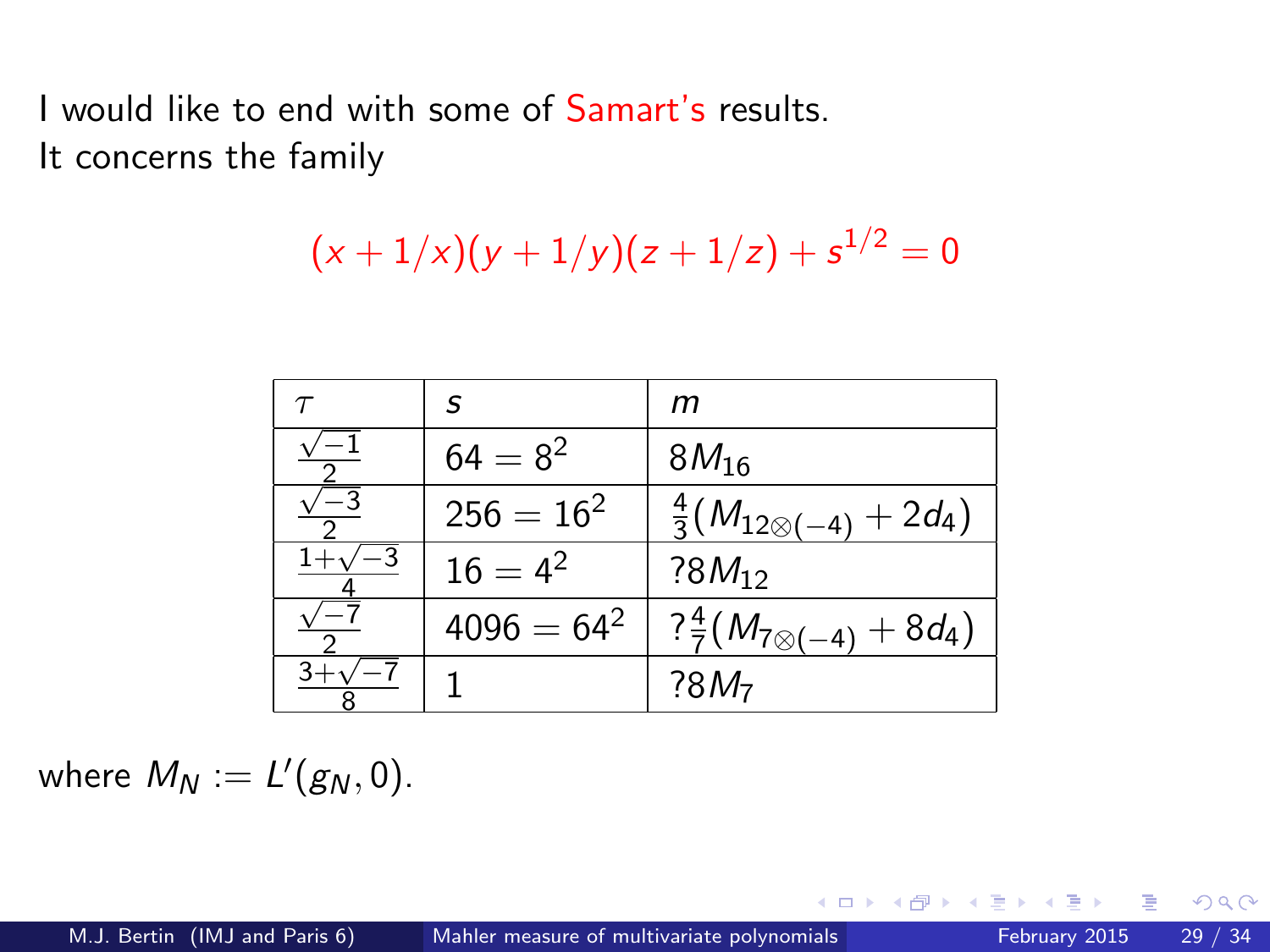I would like to end with some of Samart's results.
It concerns the family

$$(x+1/x)(y+1/y)(z+1/z)+s^{1/2}=0$$

| $\tau$ | $s$ | $m$ |
|---|---|---|
| $\frac{\sqrt{-1}}{2}$ | $64=8^2$ | $8M_{16}$ |
| $\frac{\sqrt{-3}}{2}$ | $256=16^2$ | $\frac{4}{3}(M_{12\otimes(-4)}+2d_4)$ |
| $\frac{1+\sqrt{-3}}{4}$ | $16=4^2$ | $?8M_{12}$ |
| $\frac{\sqrt{-7}}{2}$ | $4096=64^2$ | $?\frac{4}{7}(M_{7\otimes(-4)}+8d_4)$ |
| $\frac{3+\sqrt{-7}}{8}$ | $1$ | $?8M_7$ |

where $M_N := L'(g_N, 0)$.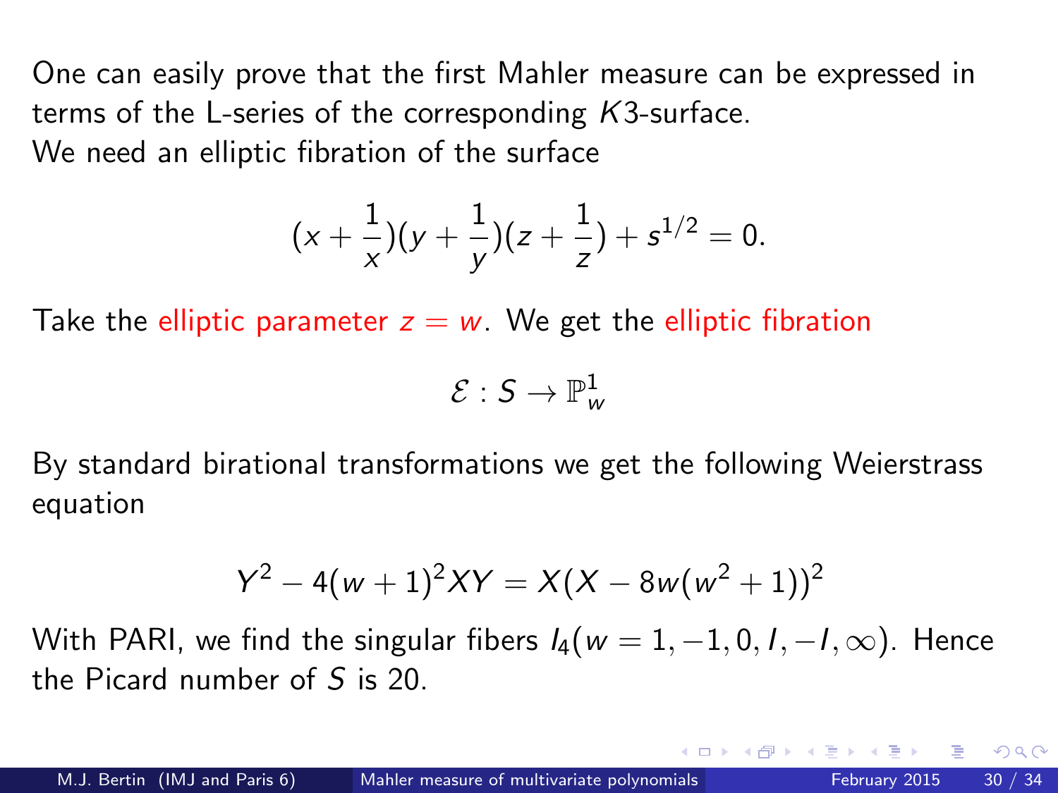One can easily prove that the first Mahler measure can be expressed in terms of the L-series of the corresponding $K3$-surface.
We need an elliptic fibration of the surface

$$(x+\frac{1}{x})(y+\frac{1}{y})(z+\frac{1}{z})+s^{1/2}=0.$$

Take the elliptic parameter $z=w$. We get the elliptic fibration

$$\mathcal{E}:S\rightarrow\mathbb{P}^1_w$$

By standard birational transformations we get the following Weierstrass equation

$$Y^2-4(w+1)^2XY=X(X-8w(w^2+1))^2$$

With PARI, we find the singular fibers $I_4(w=1,-1,0,I,-I,\infty)$. Hence the Picard number of $S$ is 20.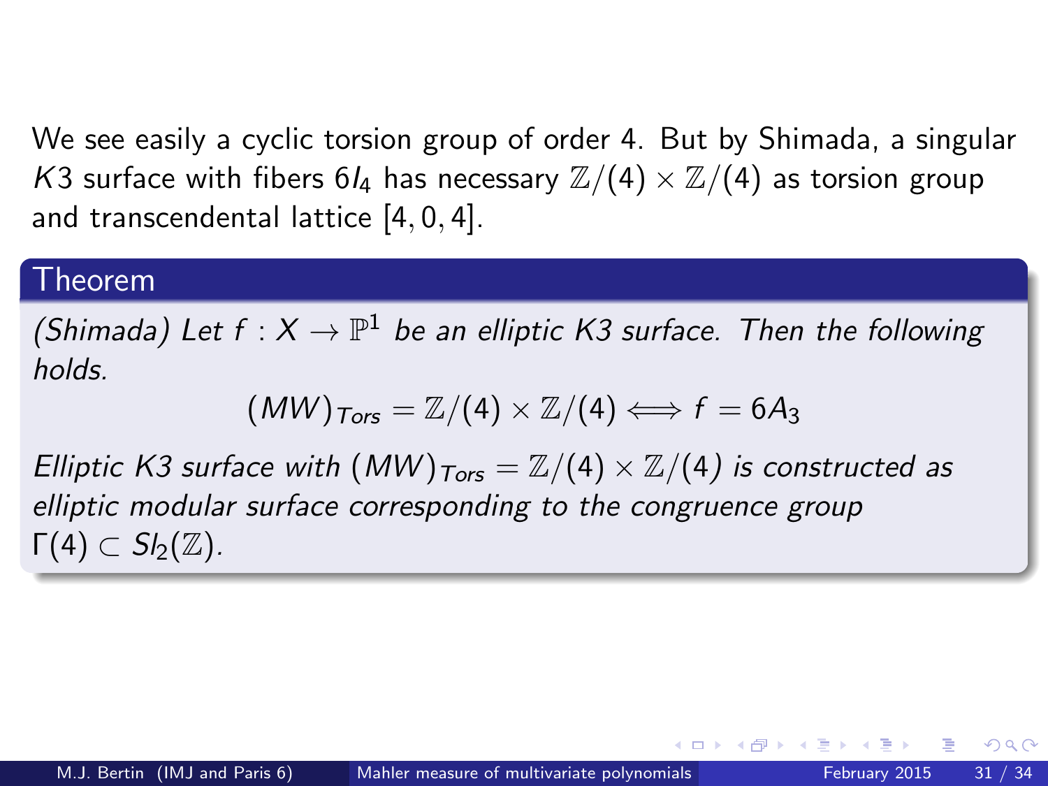We see easily a cyclic torsion group of order 4. But by Shimada, a singular $K3$ surface with fibers $6I_4$ has necessary $\mathbb{Z}/(4) \times \mathbb{Z}/(4)$ as torsion group and transcendental lattice $[4, 0, 4]$.

### Theorem

*(Shimada) Let $f : X \to \mathbb{P}^1$ be an elliptic K3 surface. Then the following holds.*

$$(MW)_{Tors} = \mathbb{Z}/(4) \times \mathbb{Z}/(4) \Longleftrightarrow f = 6A_3$$

*Elliptic K3 surface with $(MW)_{Tors} = \mathbb{Z}/(4) \times \mathbb{Z}/(4)$ is constructed as elliptic modular surface corresponding to the congruence group $\Gamma(4) \subset Sl_2(\mathbb{Z})$.*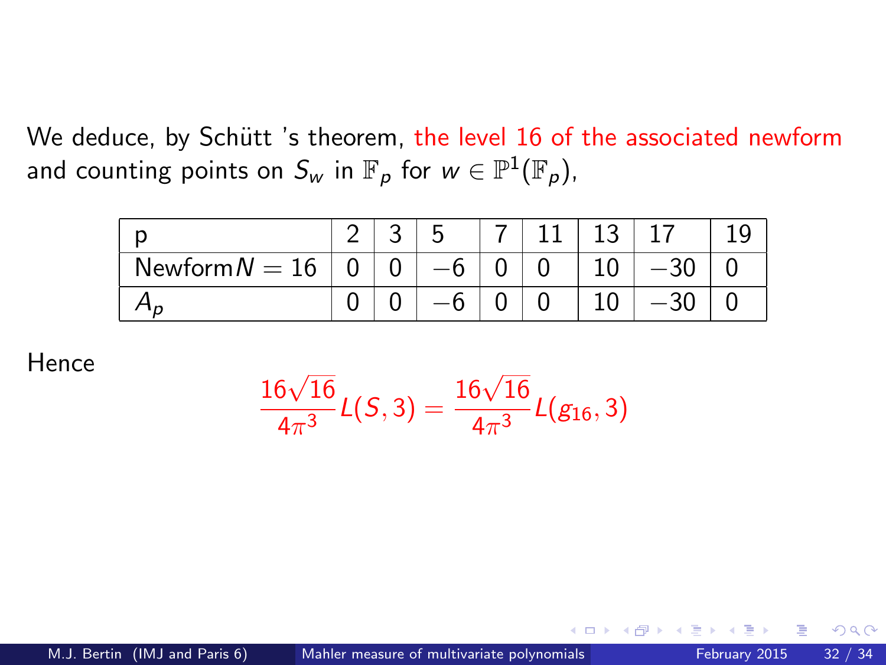We deduce, by Schütt 's theorem, the level 16 of the associated newform and counting points on $S_w$ in $\mathbb{F}_p$ for $w \in \mathbb{P}^1(\mathbb{F}_p)$,

| p | 2 | 3 | 5 | 7 | 11 | 13 | 17 | 19 |
|---|---|---|---|---|---|---|---|---|
| Newform $N = 16$ | 0 | 0 | $-6$ | 0 | 0 | 10 | $-30$ | 0 |
| $A_p$ | 0 | 0 | $-6$ | 0 | 0 | 10 | $-30$ | 0 |

Hence

$$\frac{16\sqrt{16}}{4\pi^3} L(S,3) = \frac{16\sqrt{16}}{4\pi^3} L(g_{16},3)$$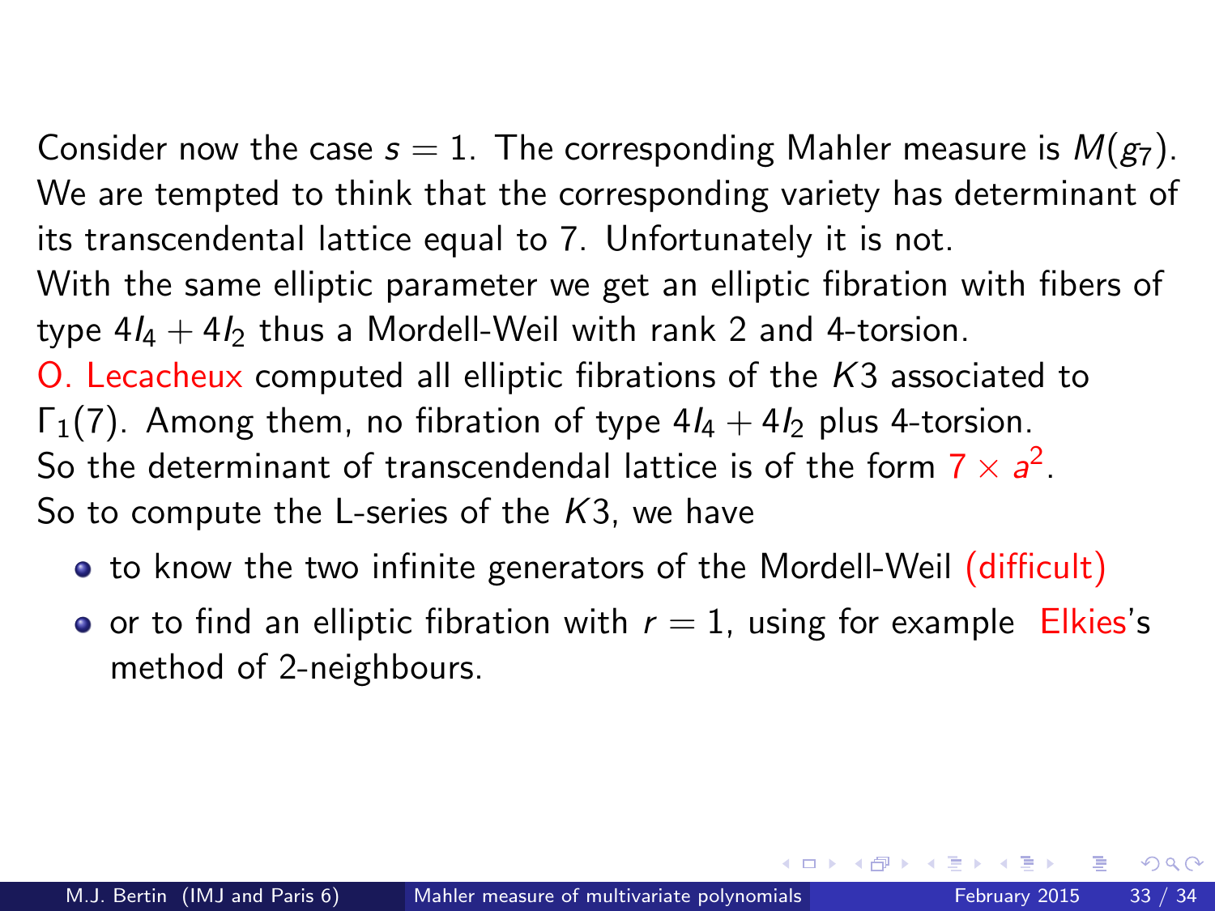Consider now the case $s = 1$. The corresponding Mahler measure is $M(g_7)$. We are tempted to think that the corresponding variety has determinant of its transcendental lattice equal to 7. Unfortunately it is not.

With the same elliptic parameter we get an elliptic fibration with fibers of type $4I_4 + 4I_2$ thus a Mordell-Weil with rank 2 and 4-torsion.

O. Lecacheux computed all elliptic fibrations of the $K3$ associated to $\Gamma_1(7)$. Among them, no fibration of type $4I_4 + 4I_2$ plus 4-torsion.

So the determinant of transcendendal lattice is of the form $7 \times a^2$.

So to compute the L-series of the $K3$, we have

- to know the two infinite generators of the Mordell-Weil (difficult)
- or to find an elliptic fibration with $r = 1$, using for example Elkies's method of 2-neighbours.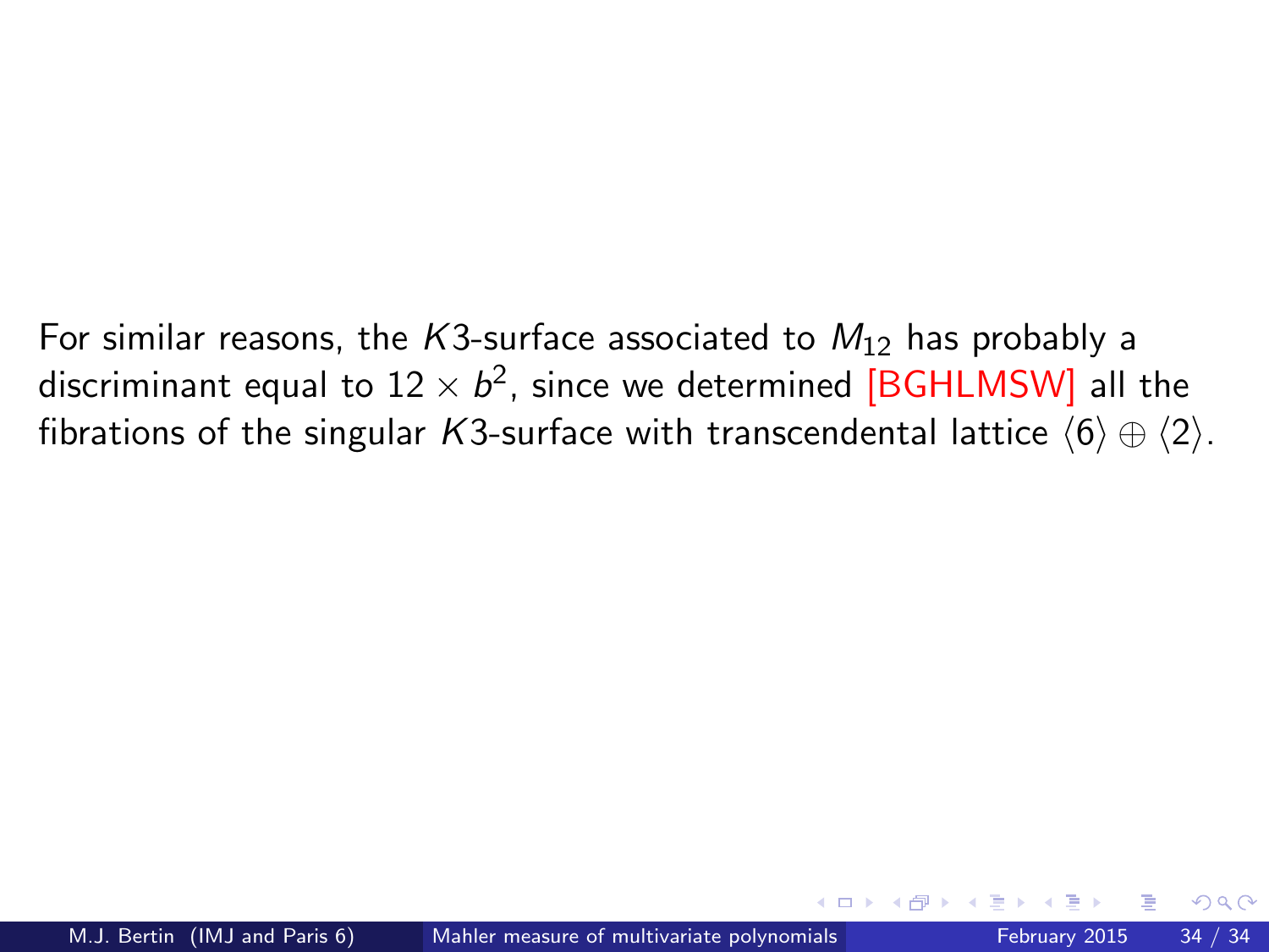For similar reasons, the $K3$-surface associated to $M_{12}$ has probably a discriminant equal to $12 \times b^2$, since we determined [BGHLMSW] all the fibrations of the singular $K3$-surface with transcendental lattice $\langle 6 \rangle \oplus \langle 2 \rangle$.